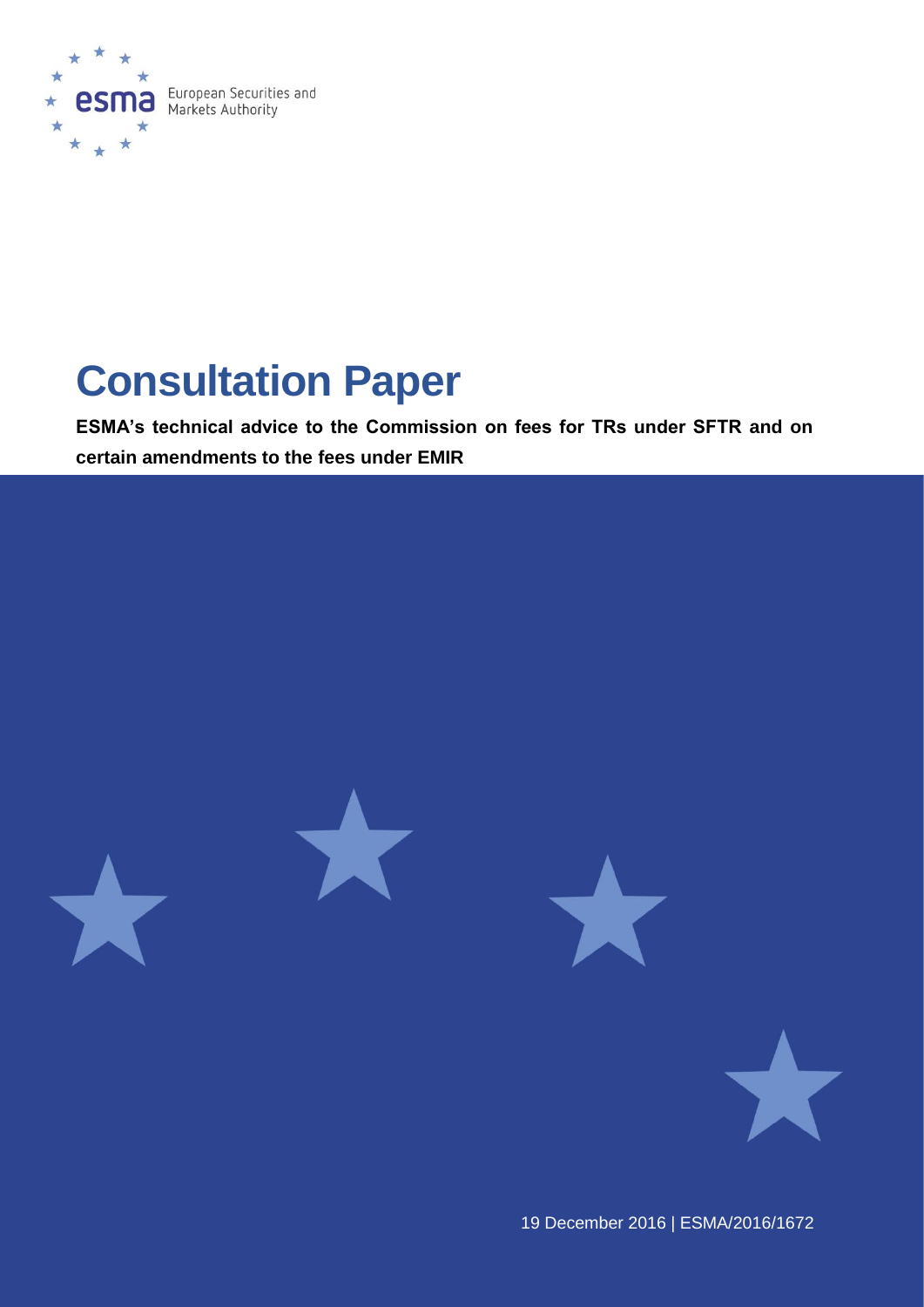European Securities and Markets Authority

# Consultation Paper

**ESMA's technical advice to the Commission on fees for TRs under SFTR and on certain amendments to the fees under EMIR**

19 December 2016 | ESMA/2016/1672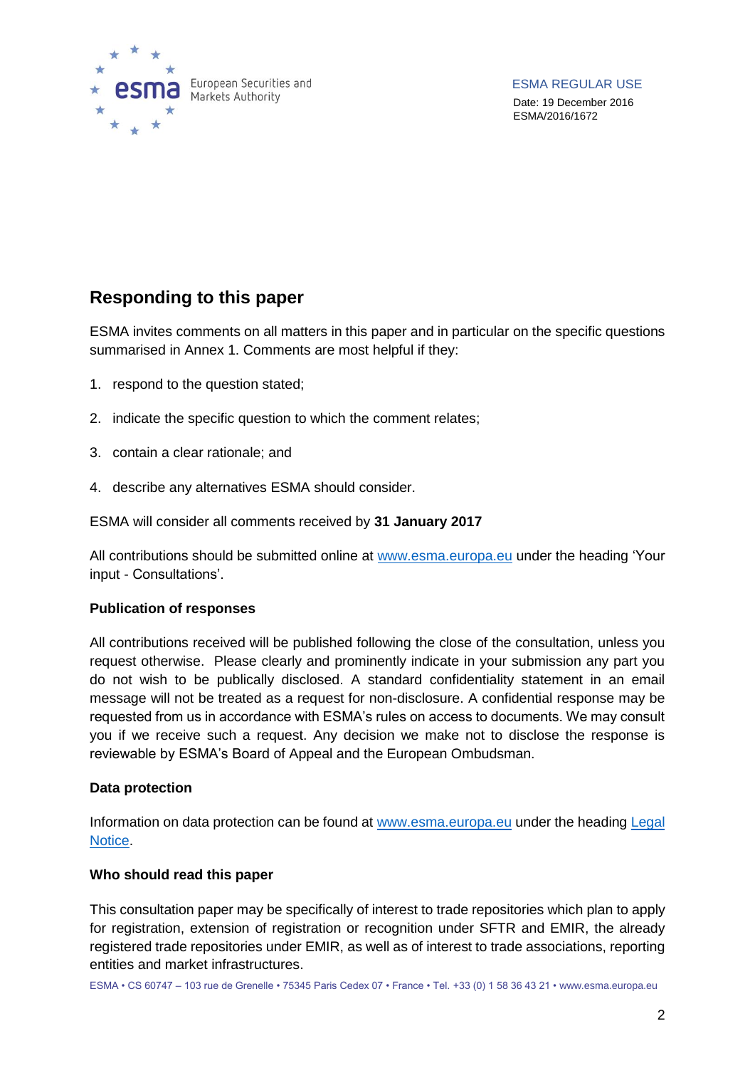ESMA REGULAR USE

Date: 19 December 2016
ESMA/2016/1672

## Responding to this paper

ESMA invites comments on all matters in this paper and in particular on the specific questions summarised in Annex 1. Comments are most helpful if they:

1. respond to the question stated;
2. indicate the specific question to which the comment relates;
3. contain a clear rationale; and
4. describe any alternatives ESMA should consider.

ESMA will consider all comments received by **31 January 2017**

All contributions should be submitted online at www.esma.europa.eu under the heading 'Your input - Consultations'.

### Publication of responses

All contributions received will be published following the close of the consultation, unless you request otherwise. Please clearly and prominently indicate in your submission any part you do not wish to be publically disclosed. A standard confidentiality statement in an email message will not be treated as a request for non-disclosure. A confidential response may be requested from us in accordance with ESMA's rules on access to documents. We may consult you if we receive such a request. Any decision we make not to disclose the response is reviewable by ESMA's Board of Appeal and the European Ombudsman.

### Data protection

Information on data protection can be found at www.esma.europa.eu under the heading Legal Notice.

### Who should read this paper

This consultation paper may be specifically of interest to trade repositories which plan to apply for registration, extension of registration or recognition under SFTR and EMIR, the already registered trade repositories under EMIR, as well as of interest to trade associations, reporting entities and market infrastructures.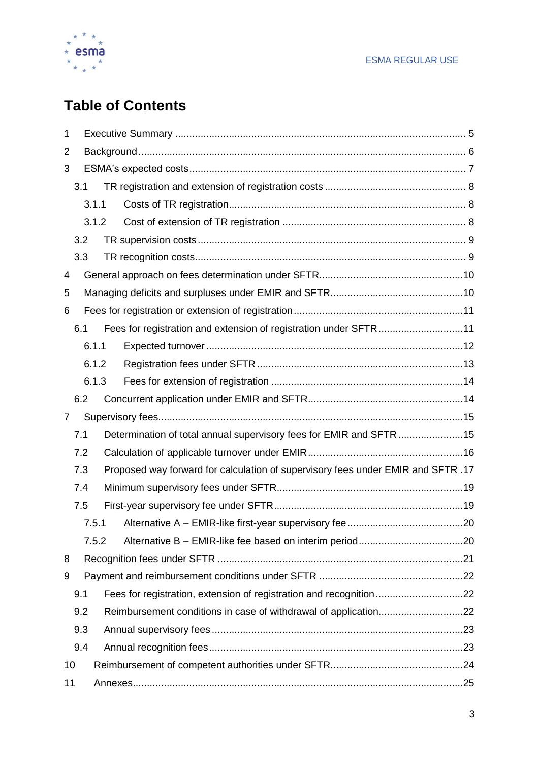# Table of Contents

1 Executive Summary ........................................................................................................ 5

2 Background ................................................................................................................... 6

3 ESMA's expected costs ................................................................................................. 7

&nbsp;&nbsp;3.1 TR registration and extension of registration costs .................................................. 8

&nbsp;&nbsp;&nbsp;&nbsp;3.1.1 Costs of TR registration .................................................................................... 8

&nbsp;&nbsp;&nbsp;&nbsp;3.1.2 Cost of extension of TR registration ................................................................. 8

&nbsp;&nbsp;3.2 TR supervision costs ................................................................................................ 9

&nbsp;&nbsp;3.3 TR recognition costs ................................................................................................. 9

4 General approach on fees determination under SFTR .................................................. 10

5 Managing deficits and surpluses under EMIR and SFTR ............................................... 10

6 Fees for registration or extension of registration ............................................................ 11

&nbsp;&nbsp;6.1 Fees for registration and extension of registration under SFTR .............................. 11

&nbsp;&nbsp;&nbsp;&nbsp;6.1.1 Expected turnover ........................................................................................... 12

&nbsp;&nbsp;&nbsp;&nbsp;6.1.2 Registration fees under SFTR ......................................................................... 13

&nbsp;&nbsp;&nbsp;&nbsp;6.1.3 Fees for extension of registration .................................................................... 14

&nbsp;&nbsp;6.2 Concurrent application under EMIR and SFTR ....................................................... 14

7 Supervisory fees ........................................................................................................... 15

&nbsp;&nbsp;7.1 Determination of total annual supervisory fees for EMIR and SFTR ....................... 15

&nbsp;&nbsp;7.2 Calculation of applicable turnover under EMIR ....................................................... 16

&nbsp;&nbsp;7.3 Proposed way forward for calculation of supervisory fees under EMIR and SFTR . 17

&nbsp;&nbsp;7.4 Minimum supervisory fees under SFTR ................................................................... 19

&nbsp;&nbsp;7.5 First-year supervisory fee under SFTR .................................................................... 19

&nbsp;&nbsp;&nbsp;&nbsp;7.5.1 Alternative A – EMIR-like first-year supervisory fee ......................................... 20

&nbsp;&nbsp;&nbsp;&nbsp;7.5.2 Alternative B – EMIR-like fee based on interim period ..................................... 20

8 Recognition fees under SFTR ....................................................................................... 21

9 Payment and reimbursement conditions under SFTR ................................................... 22

&nbsp;&nbsp;9.1 Fees for registration, extension of registration and recognition ............................... 22

&nbsp;&nbsp;9.2 Reimbursement conditions in case of withdrawal of application .............................. 22

&nbsp;&nbsp;9.3 Annual supervisory fees .......................................................................................... 23

&nbsp;&nbsp;9.4 Annual recognition fees ........................................................................................... 23

10 Reimbursement of competent authorities under SFTR ................................................ 24

11 Annexes ...................................................................................................................... 25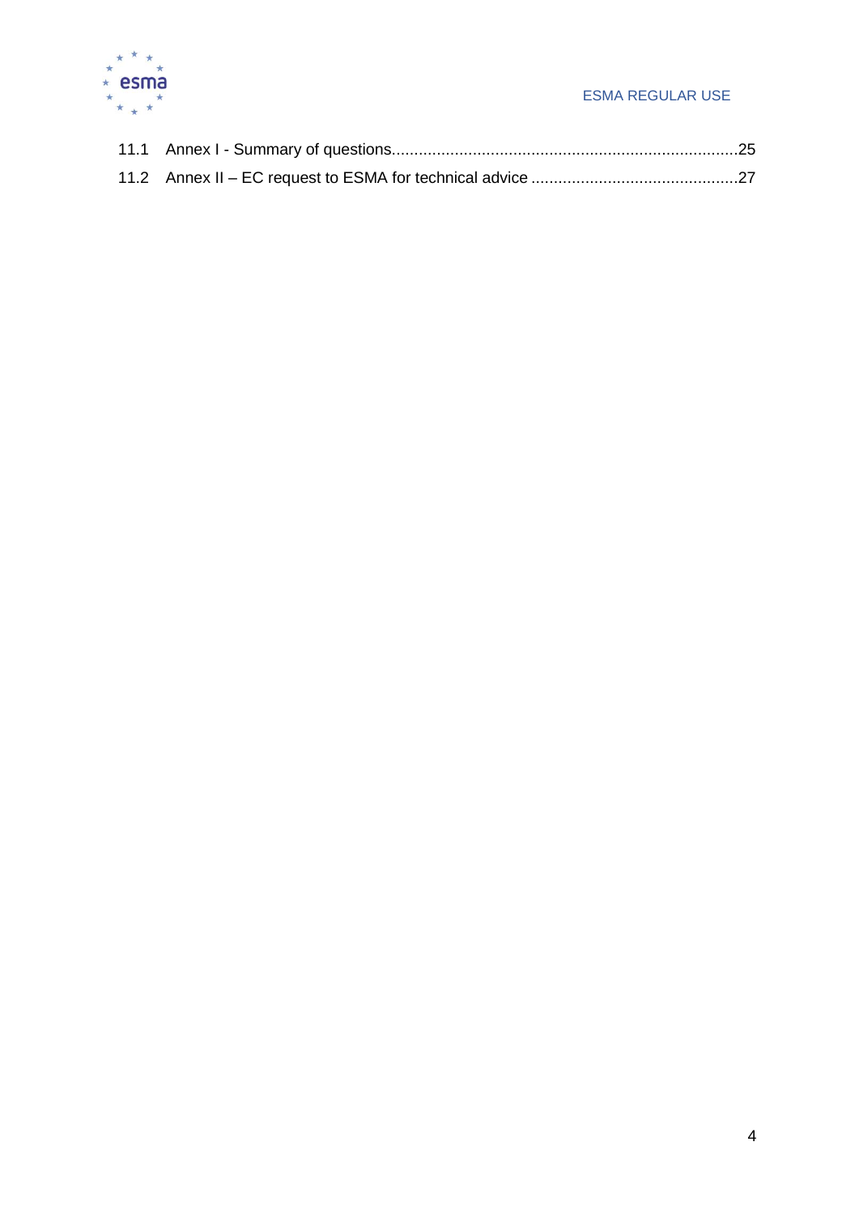11.1 Annex I - Summary of questions.............................................................................25

11.2 Annex II – EC request to ESMA for technical advice .............................................27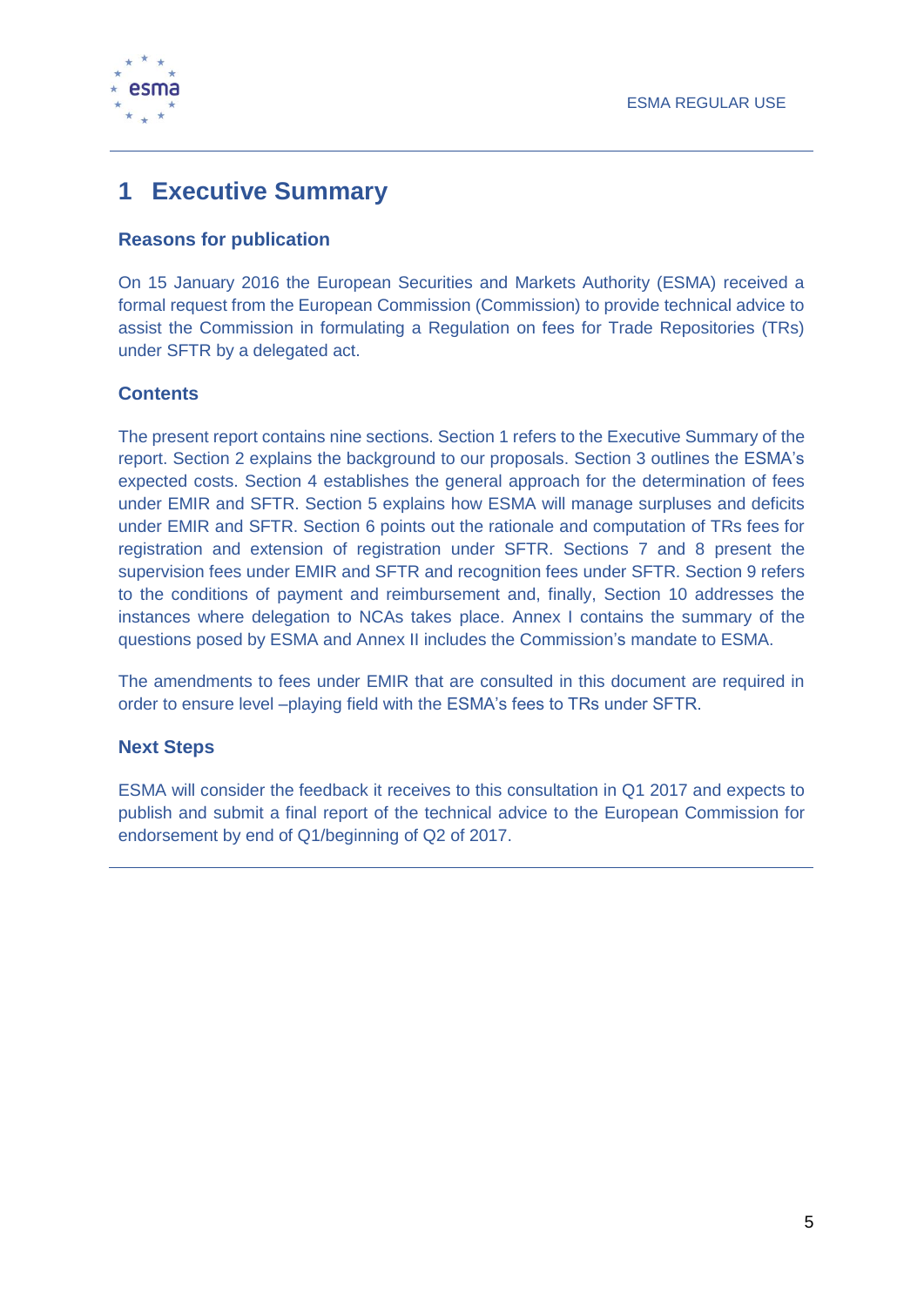# 1 Executive Summary

### Reasons for publication

On 15 January 2016 the European Securities and Markets Authority (ESMA) received a formal request from the European Commission (Commission) to provide technical advice to assist the Commission in formulating a Regulation on fees for Trade Repositories (TRs) under SFTR by a delegated act.

### Contents

The present report contains nine sections. Section 1 refers to the Executive Summary of the report. Section 2 explains the background to our proposals. Section 3 outlines the ESMA's expected costs. Section 4 establishes the general approach for the determination of fees under EMIR and SFTR. Section 5 explains how ESMA will manage surpluses and deficits under EMIR and SFTR. Section 6 points out the rationale and computation of TRs fees for registration and extension of registration under SFTR. Sections 7 and 8 present the supervision fees under EMIR and SFTR and recognition fees under SFTR. Section 9 refers to the conditions of payment and reimbursement and, finally, Section 10 addresses the instances where delegation to NCAs takes place. Annex I contains the summary of the questions posed by ESMA and Annex II includes the Commission's mandate to ESMA.

The amendments to fees under EMIR that are consulted in this document are required in order to ensure level –playing field with the ESMA's fees to TRs under SFTR.

### Next Steps

ESMA will consider the feedback it receives to this consultation in Q1 2017 and expects to publish and submit a final report of the technical advice to the European Commission for endorsement by end of Q1/beginning of Q2 of 2017.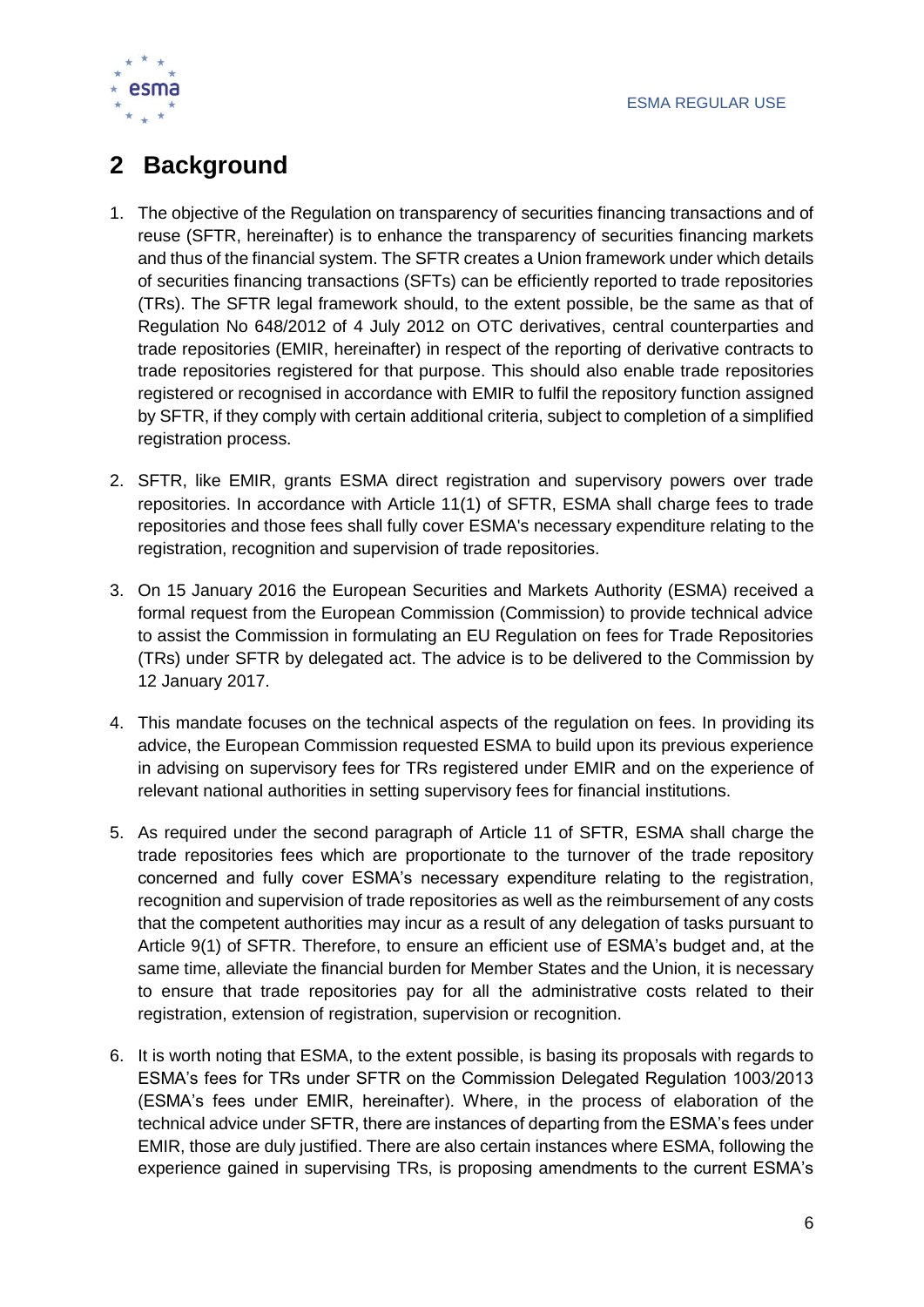## 2 Background

1. The objective of the Regulation on transparency of securities financing transactions and of reuse (SFTR, hereinafter) is to enhance the transparency of securities financing markets and thus of the financial system. The SFTR creates a Union framework under which details of securities financing transactions (SFTs) can be efficiently reported to trade repositories (TRs). The SFTR legal framework should, to the extent possible, be the same as that of Regulation No 648/2012 of 4 July 2012 on OTC derivatives, central counterparties and trade repositories (EMIR, hereinafter) in respect of the reporting of derivative contracts to trade repositories registered for that purpose. This should also enable trade repositories registered or recognised in accordance with EMIR to fulfil the repository function assigned by SFTR, if they comply with certain additional criteria, subject to completion of a simplified registration process.

2. SFTR, like EMIR, grants ESMA direct registration and supervisory powers over trade repositories. In accordance with Article 11(1) of SFTR, ESMA shall charge fees to trade repositories and those fees shall fully cover ESMA's necessary expenditure relating to the registration, recognition and supervision of trade repositories.

3. On 15 January 2016 the European Securities and Markets Authority (ESMA) received a formal request from the European Commission (Commission) to provide technical advice to assist the Commission in formulating an EU Regulation on fees for Trade Repositories (TRs) under SFTR by delegated act. The advice is to be delivered to the Commission by 12 January 2017.

4. This mandate focuses on the technical aspects of the regulation on fees. In providing its advice, the European Commission requested ESMA to build upon its previous experience in advising on supervisory fees for TRs registered under EMIR and on the experience of relevant national authorities in setting supervisory fees for financial institutions.

5. As required under the second paragraph of Article 11 of SFTR, ESMA shall charge the trade repositories fees which are proportionate to the turnover of the trade repository concerned and fully cover ESMA's necessary expenditure relating to the registration, recognition and supervision of trade repositories as well as the reimbursement of any costs that the competent authorities may incur as a result of any delegation of tasks pursuant to Article 9(1) of SFTR. Therefore, to ensure an efficient use of ESMA's budget and, at the same time, alleviate the financial burden for Member States and the Union, it is necessary to ensure that trade repositories pay for all the administrative costs related to their registration, extension of registration, supervision or recognition.

6. It is worth noting that ESMA, to the extent possible, is basing its proposals with regards to ESMA's fees for TRs under SFTR on the Commission Delegated Regulation 1003/2013 (ESMA's fees under EMIR, hereinafter). Where, in the process of elaboration of the technical advice under SFTR, there are instances of departing from the ESMA's fees under EMIR, those are duly justified. There are also certain instances where ESMA, following the experience gained in supervising TRs, is proposing amendments to the current ESMA's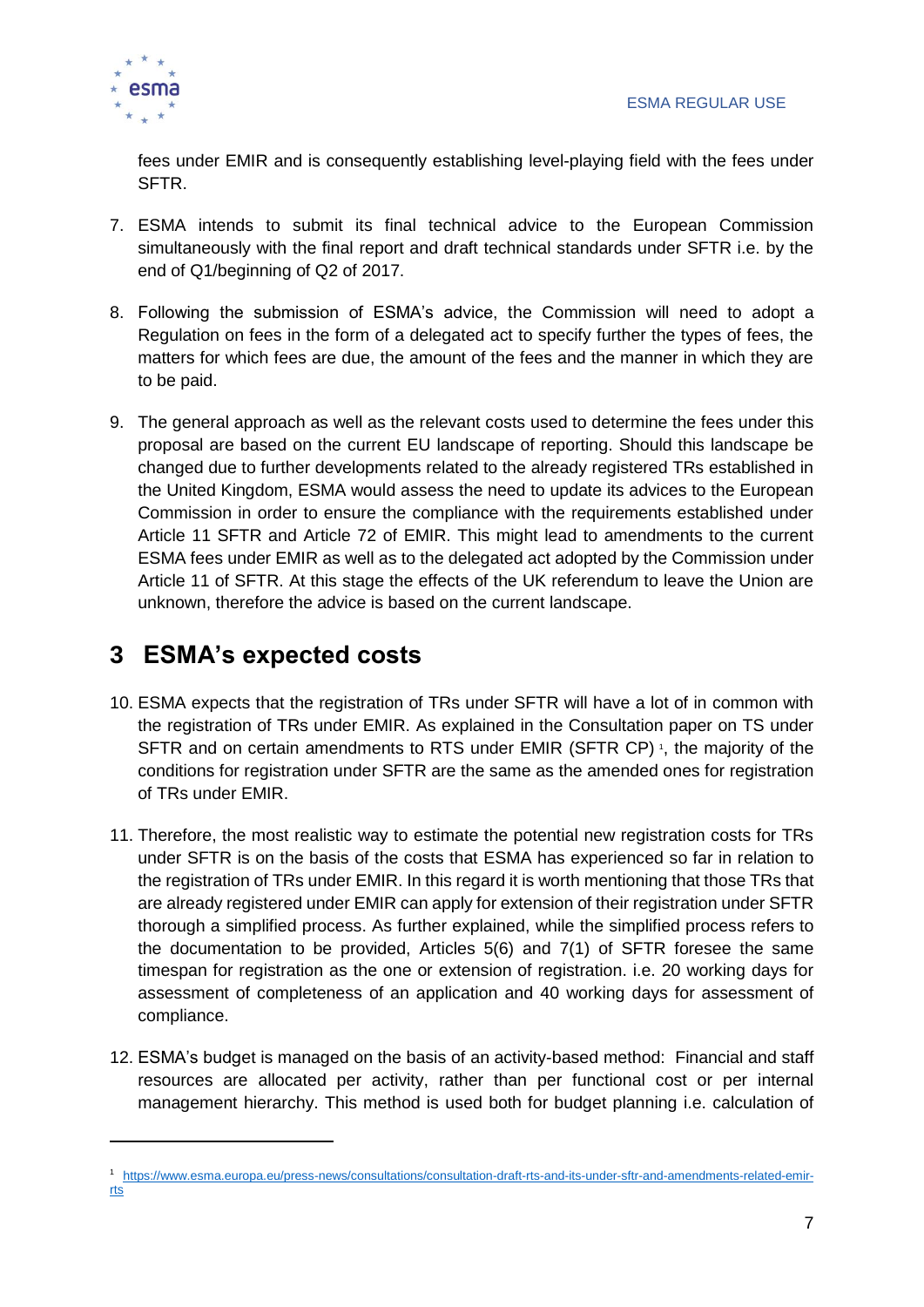fees under EMIR and is consequently establishing level-playing field with the fees under SFTR.

7. ESMA intends to submit its final technical advice to the European Commission simultaneously with the final report and draft technical standards under SFTR i.e. by the end of Q1/beginning of Q2 of 2017.

8. Following the submission of ESMA's advice, the Commission will need to adopt a Regulation on fees in the form of a delegated act to specify further the types of fees, the matters for which fees are due, the amount of the fees and the manner in which they are to be paid.

9. The general approach as well as the relevant costs used to determine the fees under this proposal are based on the current EU landscape of reporting. Should this landscape be changed due to further developments related to the already registered TRs established in the United Kingdom, ESMA would assess the need to update its advices to the European Commission in order to ensure the compliance with the requirements established under Article 11 SFTR and Article 72 of EMIR. This might lead to amendments to the current ESMA fees under EMIR as well as to the delegated act adopted by the Commission under Article 11 of SFTR. At this stage the effects of the UK referendum to leave the Union are unknown, therefore the advice is based on the current landscape.

# 3 ESMA's expected costs

10. ESMA expects that the registration of TRs under SFTR will have a lot of in common with the registration of TRs under EMIR. As explained in the Consultation paper on TS under SFTR and on certain amendments to RTS under EMIR (SFTR CP) [1], the majority of the conditions for registration under SFTR are the same as the amended ones for registration of TRs under EMIR.

11. Therefore, the most realistic way to estimate the potential new registration costs for TRs under SFTR is on the basis of the costs that ESMA has experienced so far in relation to the registration of TRs under EMIR. In this regard it is worth mentioning that those TRs that are already registered under EMIR can apply for extension of their registration under SFTR thorough a simplified process. As further explained, while the simplified process refers to the documentation to be provided, Articles 5(6) and 7(1) of SFTR foresee the same timespan for registration as the one or extension of registration. i.e. 20 working days for assessment of completeness of an application and 40 working days for assessment of compliance.

12. ESMA's budget is managed on the basis of an activity-based method: Financial and staff resources are allocated per activity, rather than per functional cost or per internal management hierarchy. This method is used both for budget planning i.e. calculation of

[1] https://www.esma.europa.eu/press-news/consultations/consultation-draft-rts-and-its-under-sftr-and-amendments-related-emir-rts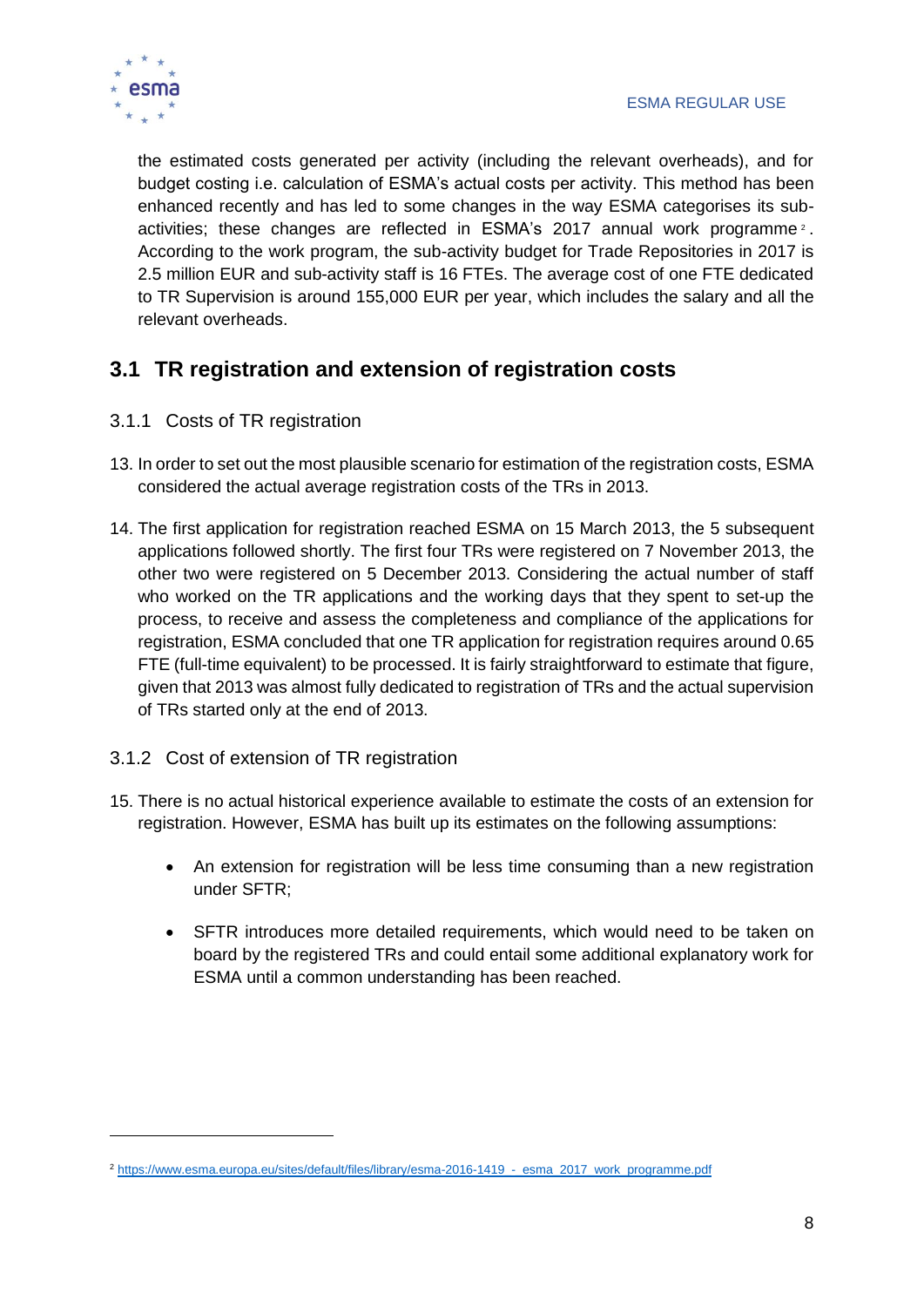the estimated costs generated per activity (including the relevant overheads), and for budget costing i.e. calculation of ESMA's actual costs per activity. This method has been enhanced recently and has led to some changes in the way ESMA categorises its sub-activities; these changes are reflected in ESMA's 2017 annual work programme[2]. According to the work program, the sub-activity budget for Trade Repositories in 2017 is 2.5 million EUR and sub-activity staff is 16 FTEs. The average cost of one FTE dedicated to TR Supervision is around 155,000 EUR per year, which includes the salary and all the relevant overheads.

## 3.1 TR registration and extension of registration costs

### 3.1.1 Costs of TR registration

13. In order to set out the most plausible scenario for estimation of the registration costs, ESMA considered the actual average registration costs of the TRs in 2013.

14. The first application for registration reached ESMA on 15 March 2013, the 5 subsequent applications followed shortly. The first four TRs were registered on 7 November 2013, the other two were registered on 5 December 2013. Considering the actual number of staff who worked on the TR applications and the working days that they spent to set-up the process, to receive and assess the completeness and compliance of the applications for registration, ESMA concluded that one TR application for registration requires around 0.65 FTE (full-time equivalent) to be processed. It is fairly straightforward to estimate that figure, given that 2013 was almost fully dedicated to registration of TRs and the actual supervision of TRs started only at the end of 2013.

### 3.1.2 Cost of extension of TR registration

15. There is no actual historical experience available to estimate the costs of an extension for registration. However, ESMA has built up its estimates on the following assumptions:

    - An extension for registration will be less time consuming than a new registration under SFTR;
    - SFTR introduces more detailed requirements, which would need to be taken on board by the registered TRs and could entail some additional explanatory work for ESMA until a common understanding has been reached.

[2] https://www.esma.europa.eu/sites/default/files/library/esma-2016-1419_-_esma_2017_work_programme.pdf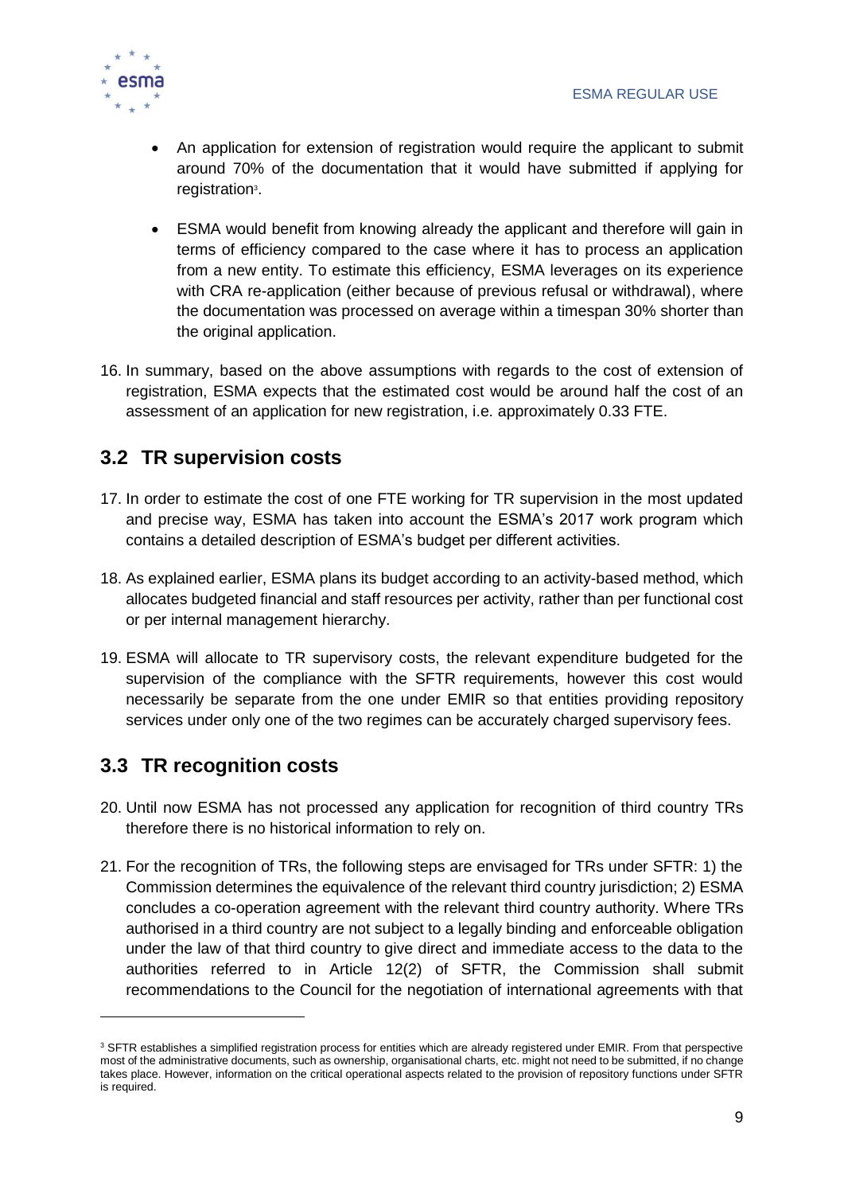- An application for extension of registration would require the applicant to submit around 70% of the documentation that it would have submitted if applying for registration[3].

- ESMA would benefit from knowing already the applicant and therefore will gain in terms of efficiency compared to the case where it has to process an application from a new entity. To estimate this efficiency, ESMA leverages on its experience with CRA re-application (either because of previous refusal or withdrawal), where the documentation was processed on average within a timespan 30% shorter than the original application.

16. In summary, based on the above assumptions with regards to the cost of extension of registration, ESMA expects that the estimated cost would be around half the cost of an assessment of an application for new registration, i.e. approximately 0.33 FTE.

## 3.2 TR supervision costs

17. In order to estimate the cost of one FTE working for TR supervision in the most updated and precise way, ESMA has taken into account the ESMA's 2017 work program which contains a detailed description of ESMA's budget per different activities.

18. As explained earlier, ESMA plans its budget according to an activity-based method, which allocates budgeted financial and staff resources per activity, rather than per functional cost or per internal management hierarchy.

19. ESMA will allocate to TR supervisory costs, the relevant expenditure budgeted for the supervision of the compliance with the SFTR requirements, however this cost would necessarily be separate from the one under EMIR so that entities providing repository services under only one of the two regimes can be accurately charged supervisory fees.

## 3.3 TR recognition costs

20. Until now ESMA has not processed any application for recognition of third country TRs therefore there is no historical information to rely on.

21. For the recognition of TRs, the following steps are envisaged for TRs under SFTR: 1) the Commission determines the equivalence of the relevant third country jurisdiction; 2) ESMA concludes a co-operation agreement with the relevant third country authority. Where TRs authorised in a third country are not subject to a legally binding and enforceable obligation under the law of that third country to give direct and immediate access to the data to the authorities referred to in Article 12(2) of SFTR, the Commission shall submit recommendations to the Council for the negotiation of international agreements with that

[3] SFTR establishes a simplified registration process for entities which are already registered under EMIR. From that perspective most of the administrative documents, such as ownership, organisational charts, etc. might not need to be submitted, if no change takes place. However, information on the critical operational aspects related to the provision of repository functions under SFTR is required.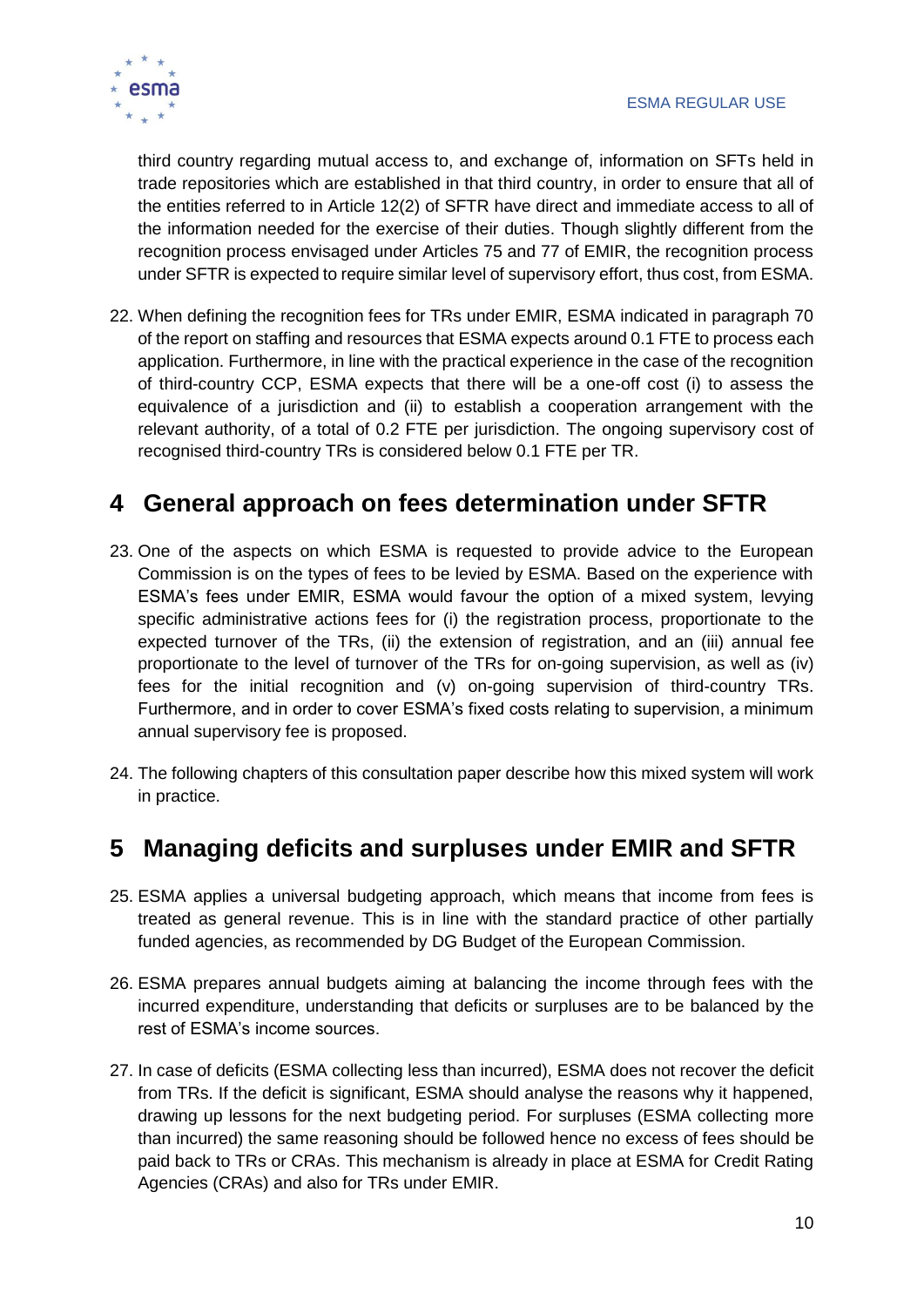third country regarding mutual access to, and exchange of, information on SFTs held in trade repositories which are established in that third country, in order to ensure that all of the entities referred to in Article 12(2) of SFTR have direct and immediate access to all of the information needed for the exercise of their duties. Though slightly different from the recognition process envisaged under Articles 75 and 77 of EMIR, the recognition process under SFTR is expected to require similar level of supervisory effort, thus cost, from ESMA.

22. When defining the recognition fees for TRs under EMIR, ESMA indicated in paragraph 70 of the report on staffing and resources that ESMA expects around 0.1 FTE to process each application. Furthermore, in line with the practical experience in the case of the recognition of third-country CCP, ESMA expects that there will be a one-off cost (i) to assess the equivalence of a jurisdiction and (ii) to establish a cooperation arrangement with the relevant authority, of a total of 0.2 FTE per jurisdiction. The ongoing supervisory cost of recognised third-country TRs is considered below 0.1 FTE per TR.

# 4 General approach on fees determination under SFTR

23. One of the aspects on which ESMA is requested to provide advice to the European Commission is on the types of fees to be levied by ESMA. Based on the experience with ESMA's fees under EMIR, ESMA would favour the option of a mixed system, levying specific administrative actions fees for (i) the registration process, proportionate to the expected turnover of the TRs, (ii) the extension of registration, and an (iii) annual fee proportionate to the level of turnover of the TRs for on-going supervision, as well as (iv) fees for the initial recognition and (v) on-going supervision of third-country TRs. Furthermore, and in order to cover ESMA's fixed costs relating to supervision, a minimum annual supervisory fee is proposed.

24. The following chapters of this consultation paper describe how this mixed system will work in practice.

# 5 Managing deficits and surpluses under EMIR and SFTR

25. ESMA applies a universal budgeting approach, which means that income from fees is treated as general revenue. This is in line with the standard practice of other partially funded agencies, as recommended by DG Budget of the European Commission.

26. ESMA prepares annual budgets aiming at balancing the income through fees with the incurred expenditure, understanding that deficits or surpluses are to be balanced by the rest of ESMA's income sources.

27. In case of deficits (ESMA collecting less than incurred), ESMA does not recover the deficit from TRs. If the deficit is significant, ESMA should analyse the reasons why it happened, drawing up lessons for the next budgeting period. For surpluses (ESMA collecting more than incurred) the same reasoning should be followed hence no excess of fees should be paid back to TRs or CRAs. This mechanism is already in place at ESMA for Credit Rating Agencies (CRAs) and also for TRs under EMIR.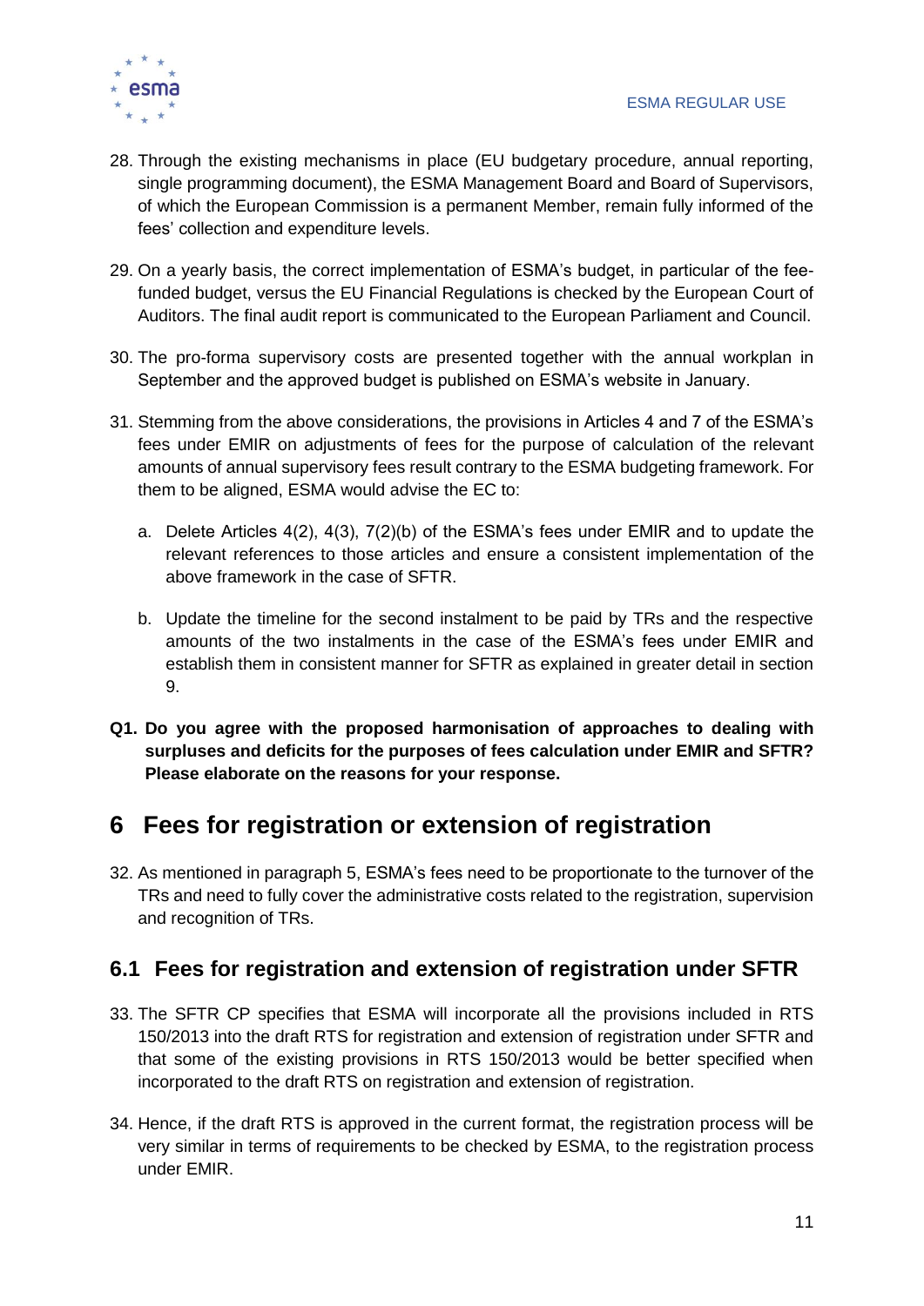28. Through the existing mechanisms in place (EU budgetary procedure, annual reporting, single programming document), the ESMA Management Board and Board of Supervisors, of which the European Commission is a permanent Member, remain fully informed of the fees' collection and expenditure levels.

29. On a yearly basis, the correct implementation of ESMA's budget, in particular of the fee-funded budget, versus the EU Financial Regulations is checked by the European Court of Auditors. The final audit report is communicated to the European Parliament and Council.

30. The pro-forma supervisory costs are presented together with the annual workplan in September and the approved budget is published on ESMA's website in January.

31. Stemming from the above considerations, the provisions in Articles 4 and 7 of the ESMA's fees under EMIR on adjustments of fees for the purpose of calculation of the relevant amounts of annual supervisory fees result contrary to the ESMA budgeting framework. For them to be aligned, ESMA would advise the EC to:

    a. Delete Articles 4(2), 4(3), 7(2)(b) of the ESMA's fees under EMIR and to update the relevant references to those articles and ensure a consistent implementation of the above framework in the case of SFTR.

    b. Update the timeline for the second instalment to be paid by TRs and the respective amounts of the two instalments in the case of the ESMA's fees under EMIR and establish them in consistent manner for SFTR as explained in greater detail in section 9.

**Q1. Do you agree with the proposed harmonisation of approaches to dealing with surpluses and deficits for the purposes of fees calculation under EMIR and SFTR? Please elaborate on the reasons for your response.**

# 6 Fees for registration or extension of registration

32. As mentioned in paragraph 5, ESMA's fees need to be proportionate to the turnover of the TRs and need to fully cover the administrative costs related to the registration, supervision and recognition of TRs.

## 6.1 Fees for registration and extension of registration under SFTR

33. The SFTR CP specifies that ESMA will incorporate all the provisions included in RTS 150/2013 into the draft RTS for registration and extension of registration under SFTR and that some of the existing provisions in RTS 150/2013 would be better specified when incorporated to the draft RTS on registration and extension of registration.

34. Hence, if the draft RTS is approved in the current format, the registration process will be very similar in terms of requirements to be checked by ESMA, to the registration process under EMIR.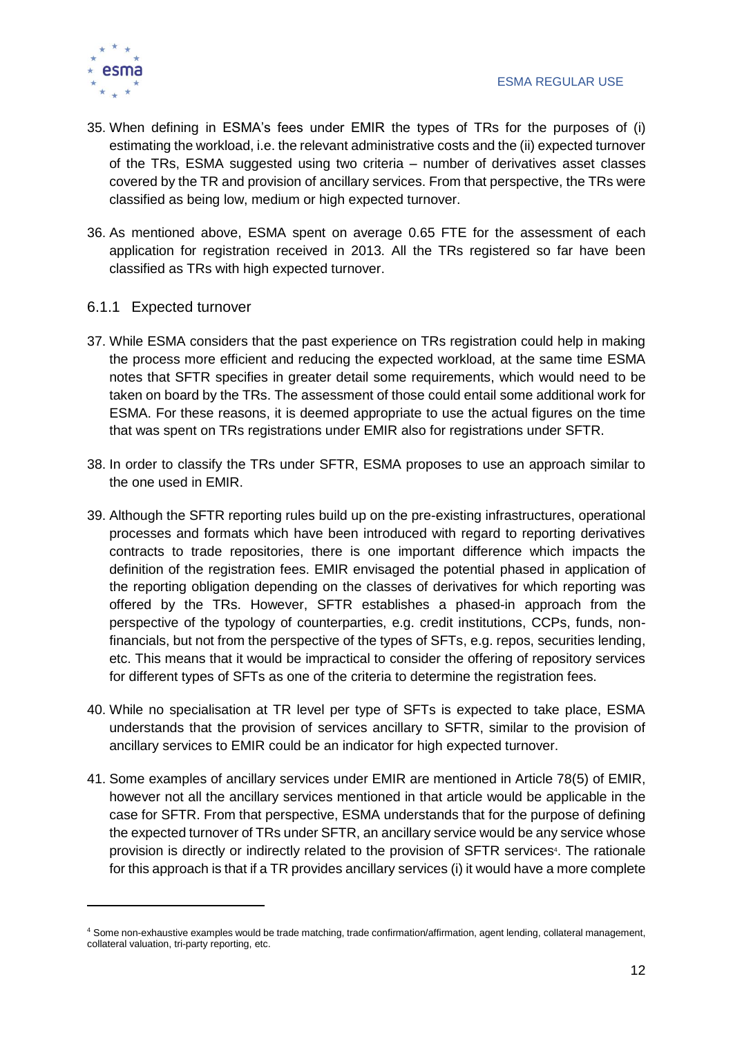35. When defining in ESMA's fees under EMIR the types of TRs for the purposes of (i) estimating the workload, i.e. the relevant administrative costs and the (ii) expected turnover of the TRs, ESMA suggested using two criteria – number of derivatives asset classes covered by the TR and provision of ancillary services. From that perspective, the TRs were classified as being low, medium or high expected turnover.

36. As mentioned above, ESMA spent on average 0.65 FTE for the assessment of each application for registration received in 2013. All the TRs registered so far have been classified as TRs with high expected turnover.

### 6.1.1 Expected turnover

37. While ESMA considers that the past experience on TRs registration could help in making the process more efficient and reducing the expected workload, at the same time ESMA notes that SFTR specifies in greater detail some requirements, which would need to be taken on board by the TRs. The assessment of those could entail some additional work for ESMA. For these reasons, it is deemed appropriate to use the actual figures on the time that was spent on TRs registrations under EMIR also for registrations under SFTR.

38. In order to classify the TRs under SFTR, ESMA proposes to use an approach similar to the one used in EMIR.

39. Although the SFTR reporting rules build up on the pre-existing infrastructures, operational processes and formats which have been introduced with regard to reporting derivatives contracts to trade repositories, there is one important difference which impacts the definition of the registration fees. EMIR envisaged the potential phased in application of the reporting obligation depending on the classes of derivatives for which reporting was offered by the TRs. However, SFTR establishes a phased-in approach from the perspective of the typology of counterparties, e.g. credit institutions, CCPs, funds, non-financials, but not from the perspective of the types of SFTs, e.g. repos, securities lending, etc. This means that it would be impractical to consider the offering of repository services for different types of SFTs as one of the criteria to determine the registration fees.

40. While no specialisation at TR level per type of SFTs is expected to take place, ESMA understands that the provision of services ancillary to SFTR, similar to the provision of ancillary services to EMIR could be an indicator for high expected turnover.

41. Some examples of ancillary services under EMIR are mentioned in Article 78(5) of EMIR, however not all the ancillary services mentioned in that article would be applicable in the case for SFTR. From that perspective, ESMA understands that for the purpose of defining the expected turnover of TRs under SFTR, an ancillary service would be any service whose provision is directly or indirectly related to the provision of SFTR services[4]. The rationale for this approach is that if a TR provides ancillary services (i) it would have a more complete

[4] Some non-exhaustive examples would be trade matching, trade confirmation/affirmation, agent lending, collateral management, collateral valuation, tri-party reporting, etc.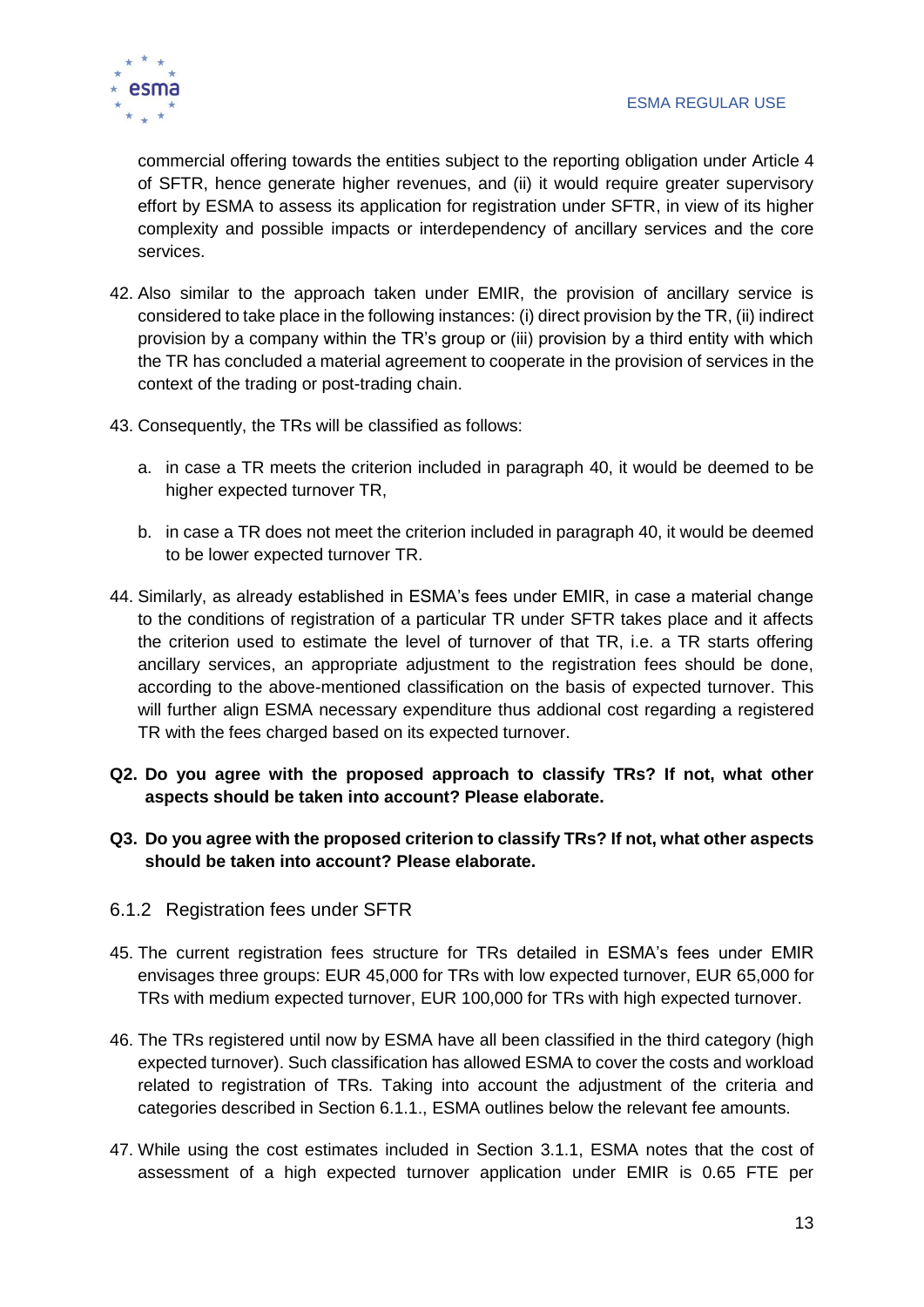commercial offering towards the entities subject to the reporting obligation under Article 4 of SFTR, hence generate higher revenues, and (ii) it would require greater supervisory effort by ESMA to assess its application for registration under SFTR, in view of its higher complexity and possible impacts or interdependency of ancillary services and the core services.

42. Also similar to the approach taken under EMIR, the provision of ancillary service is considered to take place in the following instances: (i) direct provision by the TR, (ii) indirect provision by a company within the TR's group or (iii) provision by a third entity with which the TR has concluded a material agreement to cooperate in the provision of services in the context of the trading or post-trading chain.

43. Consequently, the TRs will be classified as follows:

    a. in case a TR meets the criterion included in paragraph 40, it would be deemed to be higher expected turnover TR,

    b. in case a TR does not meet the criterion included in paragraph 40, it would be deemed to be lower expected turnover TR.

44. Similarly, as already established in ESMA's fees under EMIR, in case a material change to the conditions of registration of a particular TR under SFTR takes place and it affects the criterion used to estimate the level of turnover of that TR, i.e. a TR starts offering ancillary services, an appropriate adjustment to the registration fees should be done, according to the above-mentioned classification on the basis of expected turnover. This will further align ESMA necessary expenditure thus addional cost regarding a registered TR with the fees charged based on its expected turnover.

**Q2. Do you agree with the proposed approach to classify TRs? If not, what other aspects should be taken into account? Please elaborate.**

**Q3. Do you agree with the proposed criterion to classify TRs? If not, what other aspects should be taken into account? Please elaborate.**

### 6.1.2 Registration fees under SFTR

45. The current registration fees structure for TRs detailed in ESMA's fees under EMIR envisages three groups: EUR 45,000 for TRs with low expected turnover, EUR 65,000 for TRs with medium expected turnover, EUR 100,000 for TRs with high expected turnover.

46. The TRs registered until now by ESMA have all been classified in the third category (high expected turnover). Such classification has allowed ESMA to cover the costs and workload related to registration of TRs. Taking into account the adjustment of the criteria and categories described in Section 6.1.1., ESMA outlines below the relevant fee amounts.

47. While using the cost estimates included in Section 3.1.1, ESMA notes that the cost of assessment of a high expected turnover application under EMIR is 0.65 FTE per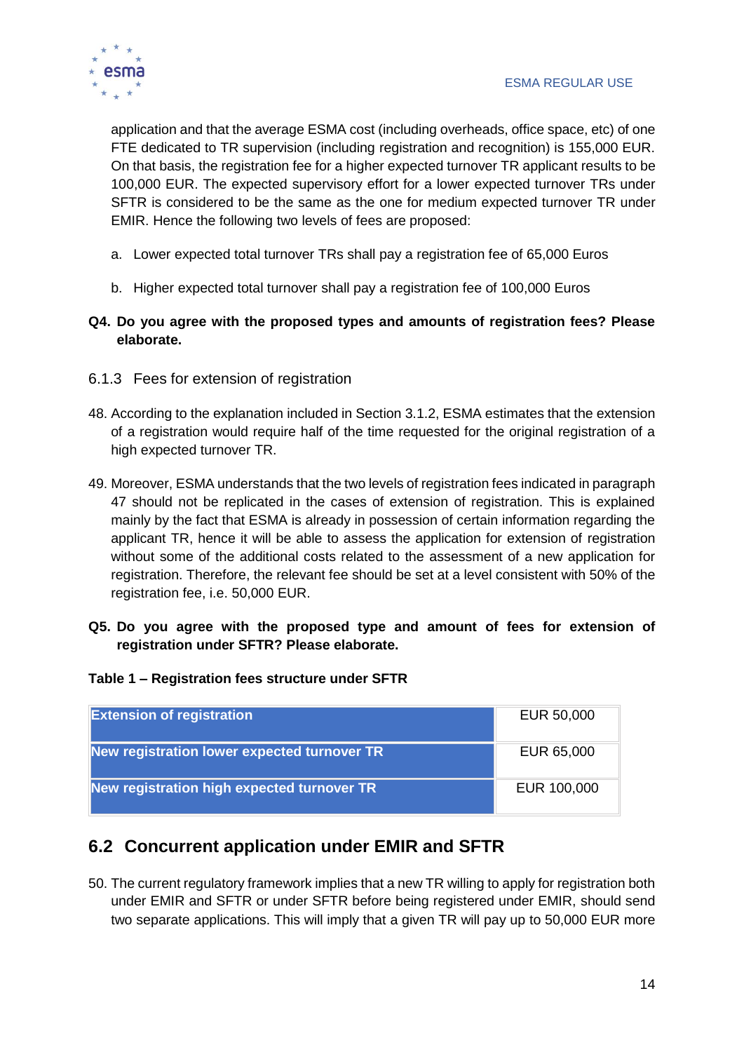application and that the average ESMA cost (including overheads, office space, etc) of one FTE dedicated to TR supervision (including registration and recognition) is 155,000 EUR. On that basis, the registration fee for a higher expected turnover TR applicant results to be 100,000 EUR. The expected supervisory effort for a lower expected turnover TRs under SFTR is considered to be the same as the one for medium expected turnover TR under EMIR. Hence the following two levels of fees are proposed:

a. Lower expected total turnover TRs shall pay a registration fee of 65,000 Euros

b. Higher expected total turnover shall pay a registration fee of 100,000 Euros

**Q4. Do you agree with the proposed types and amounts of registration fees? Please elaborate.**

### 6.1.3 Fees for extension of registration

48. According to the explanation included in Section 3.1.2, ESMA estimates that the extension of a registration would require half of the time requested for the original registration of a high expected turnover TR.

49. Moreover, ESMA understands that the two levels of registration fees indicated in paragraph 47 should not be replicated in the cases of extension of registration. This is explained mainly by the fact that ESMA is already in possession of certain information regarding the applicant TR, hence it will be able to assess the application for extension of registration without some of the additional costs related to the assessment of a new application for registration. Therefore, the relevant fee should be set at a level consistent with 50% of the registration fee, i.e. 50,000 EUR.

**Q5. Do you agree with the proposed type and amount of fees for extension of registration under SFTR? Please elaborate.**

**Table 1 – Registration fees structure under SFTR**

| | |
|---|---|
| **Extension of registration** | EUR 50,000 |
| **New registration lower expected turnover TR** | EUR 65,000 |
| **New registration high expected turnover TR** | EUR 100,000 |

## 6.2 Concurrent application under EMIR and SFTR

50. The current regulatory framework implies that a new TR willing to apply for registration both under EMIR and SFTR or under SFTR before being registered under EMIR, should send two separate applications. This will imply that a given TR will pay up to 50,000 EUR more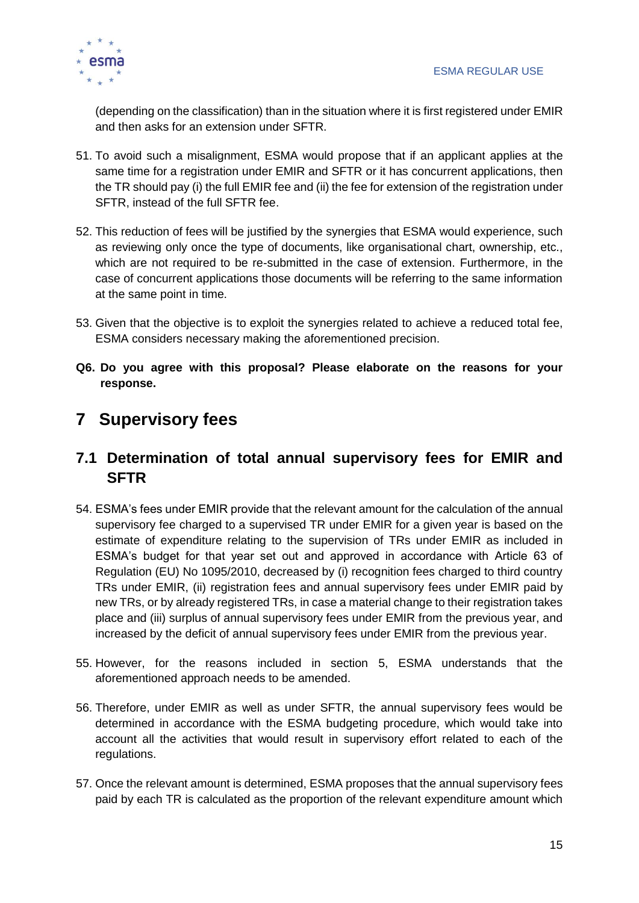(depending on the classification) than in the situation where it is first registered under EMIR and then asks for an extension under SFTR.

51. To avoid such a misalignment, ESMA would propose that if an applicant applies at the same time for a registration under EMIR and SFTR or it has concurrent applications, then the TR should pay (i) the full EMIR fee and (ii) the fee for extension of the registration under SFTR, instead of the full SFTR fee.

52. This reduction of fees will be justified by the synergies that ESMA would experience, such as reviewing only once the type of documents, like organisational chart, ownership, etc., which are not required to be re-submitted in the case of extension. Furthermore, in the case of concurrent applications those documents will be referring to the same information at the same point in time.

53. Given that the objective is to exploit the synergies related to achieve a reduced total fee, ESMA considers necessary making the aforementioned precision.

**Q6. Do you agree with this proposal? Please elaborate on the reasons for your response.**

# 7 Supervisory fees

## 7.1 Determination of total annual supervisory fees for EMIR and SFTR

54. ESMA's fees under EMIR provide that the relevant amount for the calculation of the annual supervisory fee charged to a supervised TR under EMIR for a given year is based on the estimate of expenditure relating to the supervision of TRs under EMIR as included in ESMA's budget for that year set out and approved in accordance with Article 63 of Regulation (EU) No 1095/2010, decreased by (i) recognition fees charged to third country TRs under EMIR, (ii) registration fees and annual supervisory fees under EMIR paid by new TRs, or by already registered TRs, in case a material change to their registration takes place and (iii) surplus of annual supervisory fees under EMIR from the previous year, and increased by the deficit of annual supervisory fees under EMIR from the previous year.

55. However, for the reasons included in section 5, ESMA understands that the aforementioned approach needs to be amended.

56. Therefore, under EMIR as well as under SFTR, the annual supervisory fees would be determined in accordance with the ESMA budgeting procedure, which would take into account all the activities that would result in supervisory effort related to each of the regulations.

57. Once the relevant amount is determined, ESMA proposes that the annual supervisory fees paid by each TR is calculated as the proportion of the relevant expenditure amount which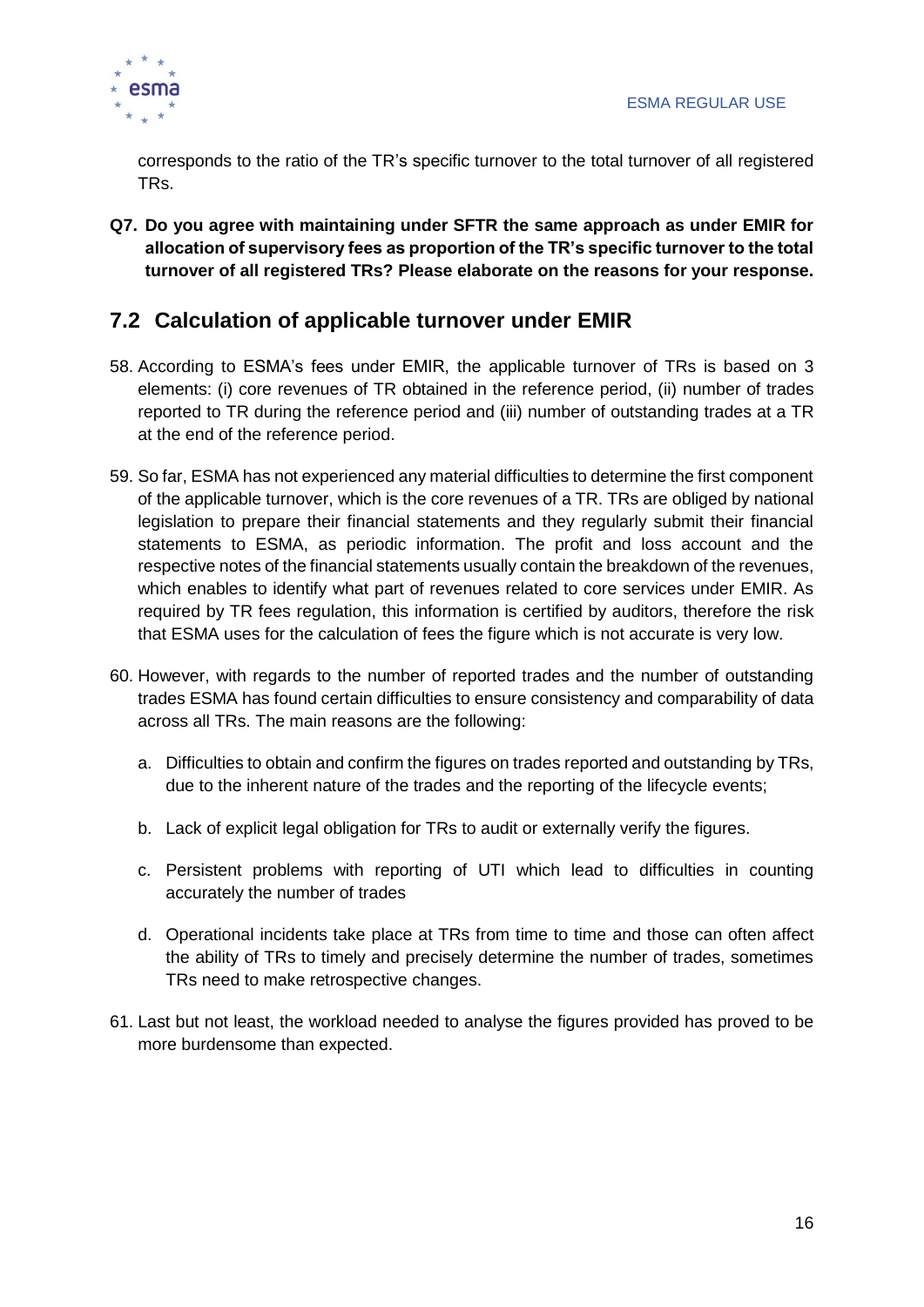corresponds to the ratio of the TR's specific turnover to the total turnover of all registered TRs.

**Q7. Do you agree with maintaining under SFTR the same approach as under EMIR for allocation of supervisory fees as proportion of the TR's specific turnover to the total turnover of all registered TRs? Please elaborate on the reasons for your response.**

## 7.2 Calculation of applicable turnover under EMIR

58. According to ESMA's fees under EMIR, the applicable turnover of TRs is based on 3 elements: (i) core revenues of TR obtained in the reference period, (ii) number of trades reported to TR during the reference period and (iii) number of outstanding trades at a TR at the end of the reference period.

59. So far, ESMA has not experienced any material difficulties to determine the first component of the applicable turnover, which is the core revenues of a TR. TRs are obliged by national legislation to prepare their financial statements and they regularly submit their financial statements to ESMA, as periodic information. The profit and loss account and the respective notes of the financial statements usually contain the breakdown of the revenues, which enables to identify what part of revenues related to core services under EMIR. As required by TR fees regulation, this information is certified by auditors, therefore the risk that ESMA uses for the calculation of fees the figure which is not accurate is very low.

60. However, with regards to the number of reported trades and the number of outstanding trades ESMA has found certain difficulties to ensure consistency and comparability of data across all TRs. The main reasons are the following:

    a. Difficulties to obtain and confirm the figures on trades reported and outstanding by TRs, due to the inherent nature of the trades and the reporting of the lifecycle events;

    b. Lack of explicit legal obligation for TRs to audit or externally verify the figures.

    c. Persistent problems with reporting of UTI which lead to difficulties in counting accurately the number of trades

    d. Operational incidents take place at TRs from time to time and those can often affect the ability of TRs to timely and precisely determine the number of trades, sometimes TRs need to make retrospective changes.

61. Last but not least, the workload needed to analyse the figures provided has proved to be more burdensome than expected.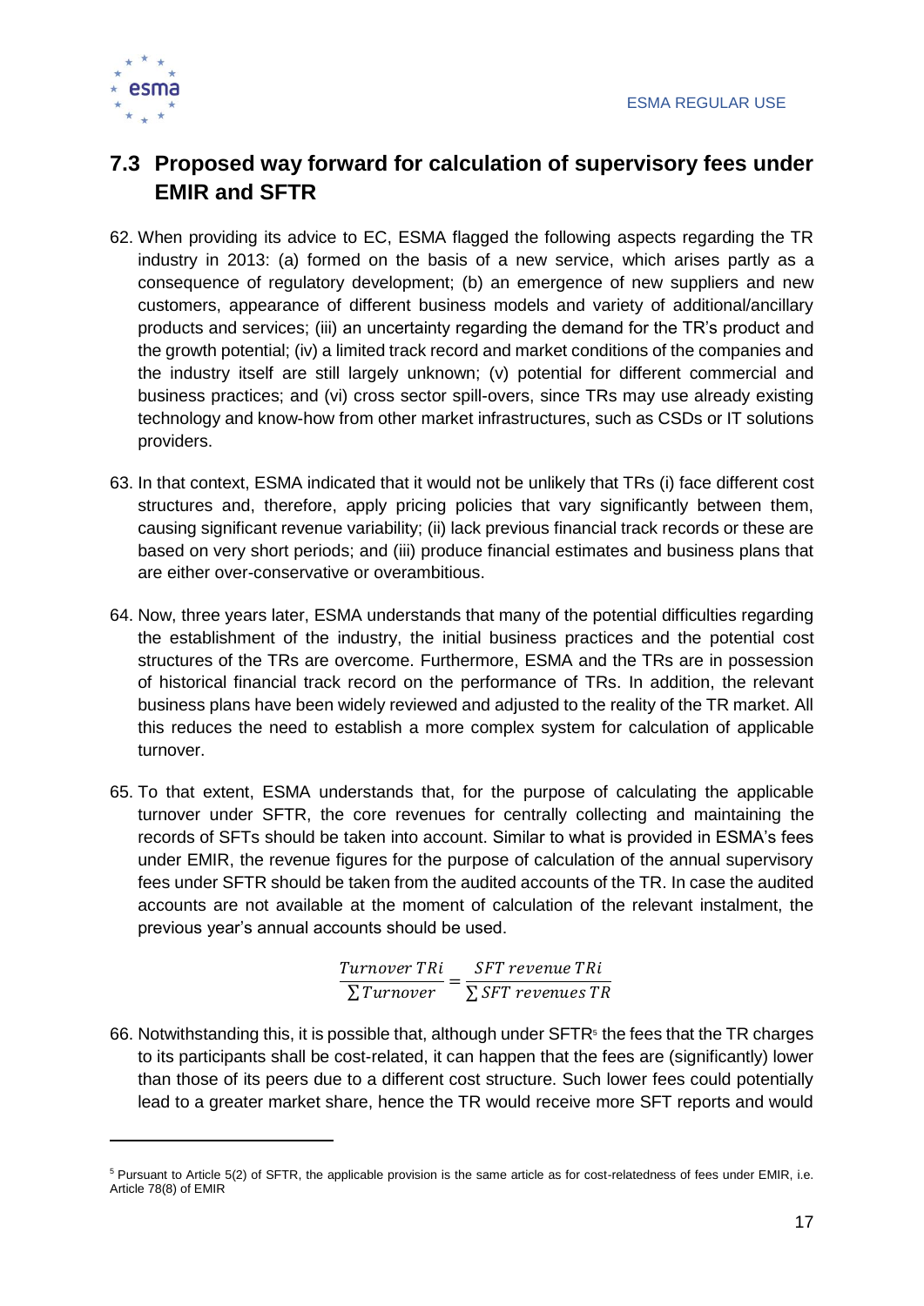## 7.3 Proposed way forward for calculation of supervisory fees under EMIR and SFTR

62. When providing its advice to EC, ESMA flagged the following aspects regarding the TR industry in 2013: (a) formed on the basis of a new service, which arises partly as a consequence of regulatory development; (b) an emergence of new suppliers and new customers, appearance of different business models and variety of additional/ancillary products and services; (iii) an uncertainty regarding the demand for the TR's product and the growth potential; (iv) a limited track record and market conditions of the companies and the industry itself are still largely unknown; (v) potential for different commercial and business practices; and (vi) cross sector spill-overs, since TRs may use already existing technology and know-how from other market infrastructures, such as CSDs or IT solutions providers.

63. In that context, ESMA indicated that it would not be unlikely that TRs (i) face different cost structures and, therefore, apply pricing policies that vary significantly between them, causing significant revenue variability; (ii) lack previous financial track records or these are based on very short periods; and (iii) produce financial estimates and business plans that are either over-conservative or overambitious.

64. Now, three years later, ESMA understands that many of the potential difficulties regarding the establishment of the industry, the initial business practices and the potential cost structures of the TRs are overcome. Furthermore, ESMA and the TRs are in possession of historical financial track record on the performance of TRs. In addition, the relevant business plans have been widely reviewed and adjusted to the reality of the TR market. All this reduces the need to establish a more complex system for calculation of applicable turnover.

65. To that extent, ESMA understands that, for the purpose of calculating the applicable turnover under SFTR, the core revenues for centrally collecting and maintaining the records of SFTs should be taken into account. Similar to what is provided in ESMA's fees under EMIR, the revenue figures for the purpose of calculation of the annual supervisory fees under SFTR should be taken from the audited accounts of the TR. In case the audited accounts are not available at the moment of calculation of the relevant instalment, the previous year's annual accounts should be used.

$$\frac{Turnover\ TRi}{\sum Turnover} = \frac{SFT\ revenue\ TRi}{\sum SFT\ revenues\ TR}$$

66. Notwithstanding this, it is possible that, although under SFTR[5] the fees that the TR charges to its participants shall be cost-related, it can happen that the fees are (significantly) lower than those of its peers due to a different cost structure. Such lower fees could potentially lead to a greater market share, hence the TR would receive more SFT reports and would

[5] Pursuant to Article 5(2) of SFTR, the applicable provision is the same article as for cost-relatedness of fees under EMIR, i.e. Article 78(8) of EMIR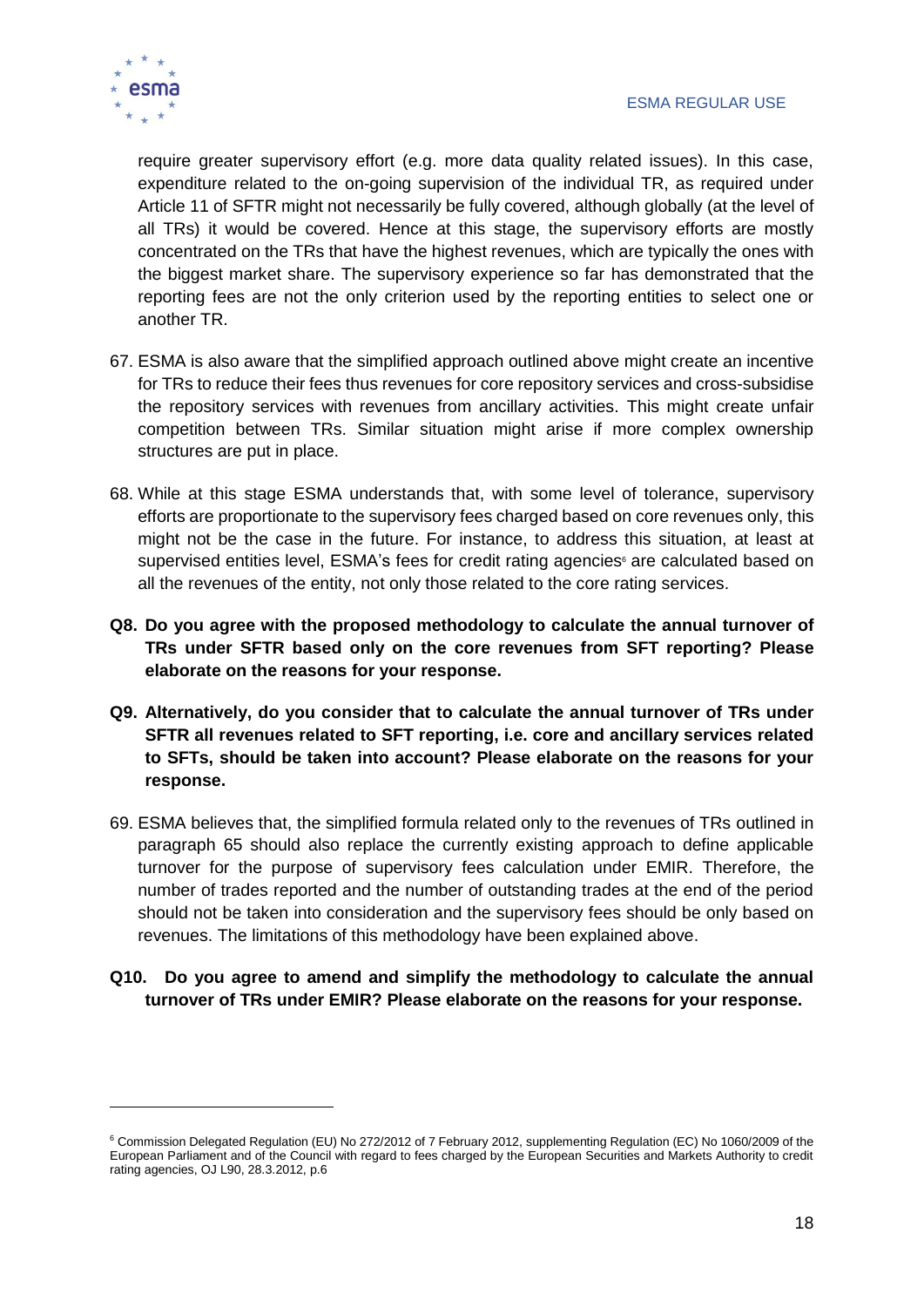require greater supervisory effort (e.g. more data quality related issues). In this case, expenditure related to the on-going supervision of the individual TR, as required under Article 11 of SFTR might not necessarily be fully covered, although globally (at the level of all TRs) it would be covered. Hence at this stage, the supervisory efforts are mostly concentrated on the TRs that have the highest revenues, which are typically the ones with the biggest market share. The supervisory experience so far has demonstrated that the reporting fees are not the only criterion used by the reporting entities to select one or another TR.

67. ESMA is also aware that the simplified approach outlined above might create an incentive for TRs to reduce their fees thus revenues for core repository services and cross-subsidise the repository services with revenues from ancillary activities. This might create unfair competition between TRs. Similar situation might arise if more complex ownership structures are put in place.

68. While at this stage ESMA understands that, with some level of tolerance, supervisory efforts are proportionate to the supervisory fees charged based on core revenues only, this might not be the case in the future. For instance, to address this situation, at least at supervised entities level, ESMA's fees for credit rating agencies[6] are calculated based on all the revenues of the entity, not only those related to the core rating services.

**Q8. Do you agree with the proposed methodology to calculate the annual turnover of TRs under SFTR based only on the core revenues from SFT reporting? Please elaborate on the reasons for your response.**

**Q9. Alternatively, do you consider that to calculate the annual turnover of TRs under SFTR all revenues related to SFT reporting, i.e. core and ancillary services related to SFTs, should be taken into account? Please elaborate on the reasons for your response.**

69. ESMA believes that, the simplified formula related only to the revenues of TRs outlined in paragraph 65 should also replace the currently existing approach to define applicable turnover for the purpose of supervisory fees calculation under EMIR. Therefore, the number of trades reported and the number of outstanding trades at the end of the period should not be taken into consideration and the supervisory fees should be only based on revenues. The limitations of this methodology have been explained above.

**Q10. Do you agree to amend and simplify the methodology to calculate the annual turnover of TRs under EMIR? Please elaborate on the reasons for your response.**

---

[6] Commission Delegated Regulation (EU) No 272/2012 of 7 February 2012, supplementing Regulation (EC) No 1060/2009 of the European Parliament and of the Council with regard to fees charged by the European Securities and Markets Authority to credit rating agencies, OJ L90, 28.3.2012, p.6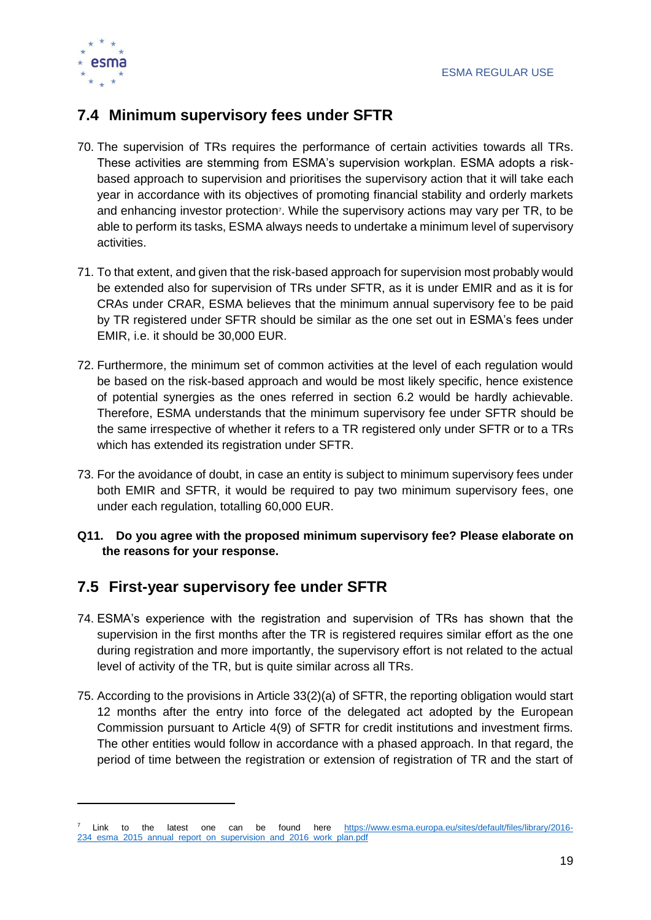## 7.4 Minimum supervisory fees under SFTR

70. The supervision of TRs requires the performance of certain activities towards all TRs. These activities are stemming from ESMA's supervision workplan. ESMA adopts a risk-based approach to supervision and prioritises the supervisory action that it will take each year in accordance with its objectives of promoting financial stability and orderly markets and enhancing investor protection[7]. While the supervisory actions may vary per TR, to be able to perform its tasks, ESMA always needs to undertake a minimum level of supervisory activities.

71. To that extent, and given that the risk-based approach for supervision most probably would be extended also for supervision of TRs under SFTR, as it is under EMIR and as it is for CRAs under CRAR, ESMA believes that the minimum annual supervisory fee to be paid by TR registered under SFTR should be similar as the one set out in ESMA's fees under EMIR, i.e. it should be 30,000 EUR.

72. Furthermore, the minimum set of common activities at the level of each regulation would be based on the risk-based approach and would be most likely specific, hence existence of potential synergies as the ones referred in section 6.2 would be hardly achievable. Therefore, ESMA understands that the minimum supervisory fee under SFTR should be the same irrespective of whether it refers to a TR registered only under SFTR or to a TRs which has extended its registration under SFTR.

73. For the avoidance of doubt, in case an entity is subject to minimum supervisory fees under both EMIR and SFTR, it would be required to pay two minimum supervisory fees, one under each regulation, totalling 60,000 EUR.

**Q11. Do you agree with the proposed minimum supervisory fee? Please elaborate on the reasons for your response.**

## 7.5 First-year supervisory fee under SFTR

74. ESMA's experience with the registration and supervision of TRs has shown that the supervision in the first months after the TR is registered requires similar effort as the one during registration and more importantly, the supervisory effort is not related to the actual level of activity of the TR, but is quite similar across all TRs.

75. According to the provisions in Article 33(2)(a) of SFTR, the reporting obligation would start 12 months after the entry into force of the delegated act adopted by the European Commission pursuant to Article 4(9) of SFTR for credit institutions and investment firms. The other entities would follow in accordance with a phased approach. In that regard, the period of time between the registration or extension of registration of TR and the start of

---

[7] Link to the latest one can be found here https://www.esma.europa.eu/sites/default/files/library/2016-234_esma_2015_annual_report_on_supervision_and_2016_work_plan.pdf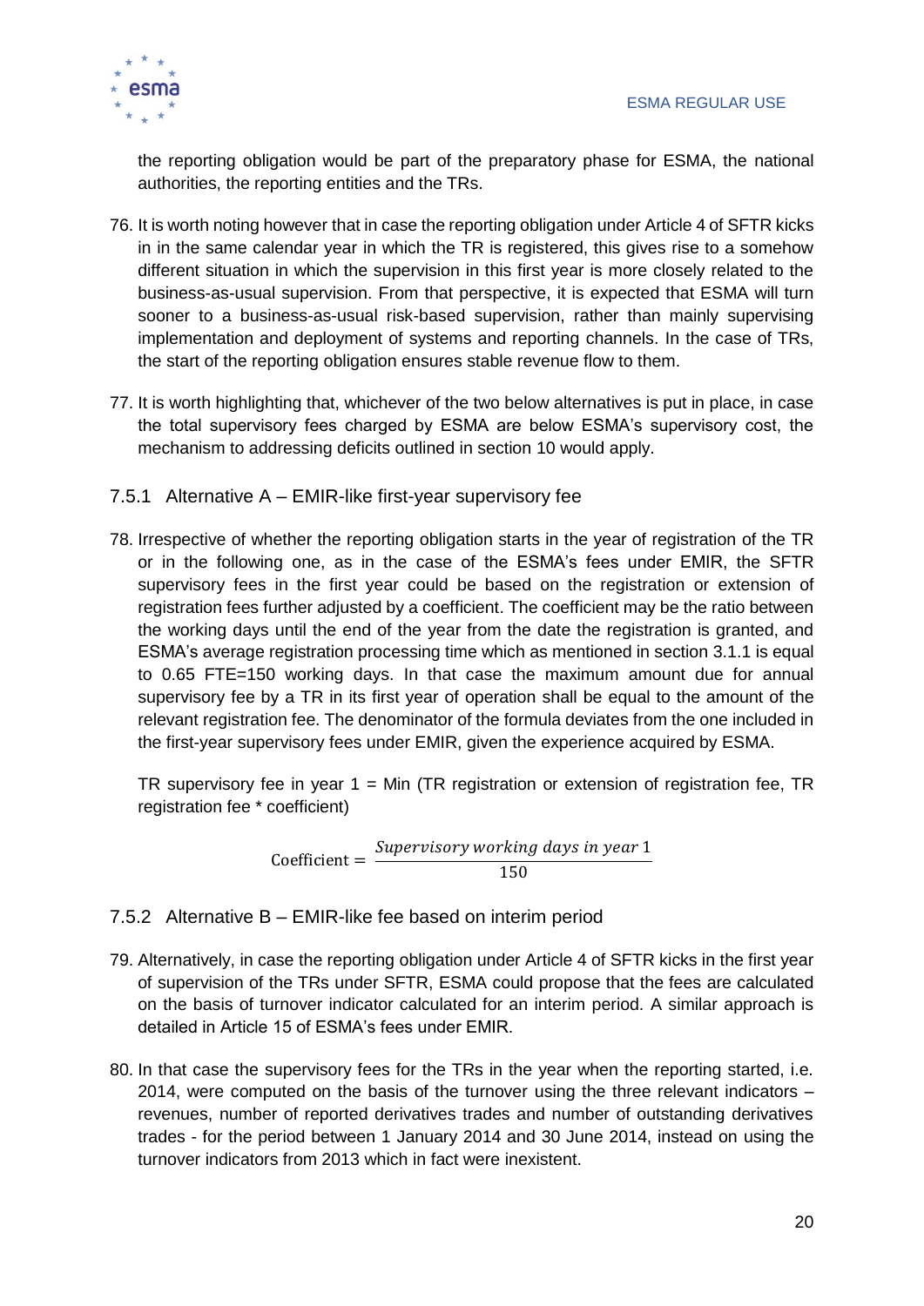the reporting obligation would be part of the preparatory phase for ESMA, the national authorities, the reporting entities and the TRs.

76. It is worth noting however that in case the reporting obligation under Article 4 of SFTR kicks in in the same calendar year in which the TR is registered, this gives rise to a somehow different situation in which the supervision in this first year is more closely related to the business-as-usual supervision. From that perspective, it is expected that ESMA will turn sooner to a business-as-usual risk-based supervision, rather than mainly supervising implementation and deployment of systems and reporting channels. In the case of TRs, the start of the reporting obligation ensures stable revenue flow to them.

77. It is worth highlighting that, whichever of the two below alternatives is put in place, in case the total supervisory fees charged by ESMA are below ESMA's supervisory cost, the mechanism to addressing deficits outlined in section 10 would apply.

### 7.5.1 Alternative A – EMIR-like first-year supervisory fee

78. Irrespective of whether the reporting obligation starts in the year of registration of the TR or in the following one, as in the case of the ESMA's fees under EMIR, the SFTR supervisory fees in the first year could be based on the registration or extension of registration fees further adjusted by a coefficient. The coefficient may be the ratio between the working days until the end of the year from the date the registration is granted, and ESMA's average registration processing time which as mentioned in section 3.1.1 is equal to 0.65 FTE=150 working days. In that case the maximum amount due for annual supervisory fee by a TR in its first year of operation shall be equal to the amount of the relevant registration fee. The denominator of the formula deviates from the one included in the first-year supervisory fees under EMIR, given the experience acquired by ESMA.

TR supervisory fee in year 1 = Min (TR registration or extension of registration fee, TR registration fee * coefficient)

$$\text{Coefficient} = \frac{\textit{Supervisory working days in year } 1}{150}$$

### 7.5.2 Alternative B – EMIR-like fee based on interim period

79. Alternatively, in case the reporting obligation under Article 4 of SFTR kicks in the first year of supervision of the TRs under SFTR, ESMA could propose that the fees are calculated on the basis of turnover indicator calculated for an interim period. A similar approach is detailed in Article 15 of ESMA's fees under EMIR.

80. In that case the supervisory fees for the TRs in the year when the reporting started, i.e. 2014, were computed on the basis of the turnover using the three relevant indicators – revenues, number of reported derivatives trades and number of outstanding derivatives trades - for the period between 1 January 2014 and 30 June 2014, instead on using the turnover indicators from 2013 which in fact were inexistent.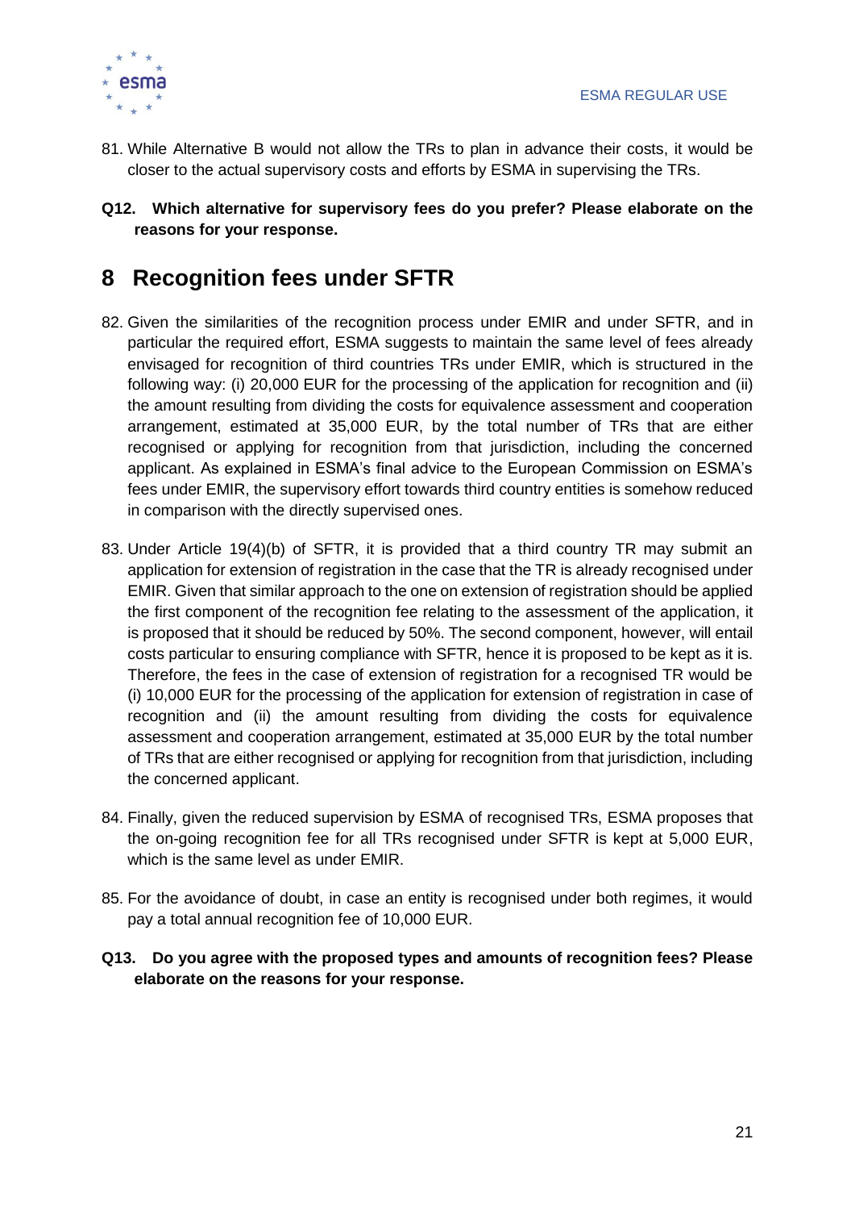81. While Alternative B would not allow the TRs to plan in advance their costs, it would be closer to the actual supervisory costs and efforts by ESMA in supervising the TRs.

**Q12. Which alternative for supervisory fees do you prefer? Please elaborate on the reasons for your response.**

# 8 Recognition fees under SFTR

82. Given the similarities of the recognition process under EMIR and under SFTR, and in particular the required effort, ESMA suggests to maintain the same level of fees already envisaged for recognition of third countries TRs under EMIR, which is structured in the following way: (i) 20,000 EUR for the processing of the application for recognition and (ii) the amount resulting from dividing the costs for equivalence assessment and cooperation arrangement, estimated at 35,000 EUR, by the total number of TRs that are either recognised or applying for recognition from that jurisdiction, including the concerned applicant. As explained in ESMA's final advice to the European Commission on ESMA's fees under EMIR, the supervisory effort towards third country entities is somehow reduced in comparison with the directly supervised ones.

83. Under Article 19(4)(b) of SFTR, it is provided that a third country TR may submit an application for extension of registration in the case that the TR is already recognised under EMIR. Given that similar approach to the one on extension of registration should be applied the first component of the recognition fee relating to the assessment of the application, it is proposed that it should be reduced by 50%. The second component, however, will entail costs particular to ensuring compliance with SFTR, hence it is proposed to be kept as it is. Therefore, the fees in the case of extension of registration for a recognised TR would be (i) 10,000 EUR for the processing of the application for extension of registration in case of recognition and (ii) the amount resulting from dividing the costs for equivalence assessment and cooperation arrangement, estimated at 35,000 EUR by the total number of TRs that are either recognised or applying for recognition from that jurisdiction, including the concerned applicant.

84. Finally, given the reduced supervision by ESMA of recognised TRs, ESMA proposes that the on-going recognition fee for all TRs recognised under SFTR is kept at 5,000 EUR, which is the same level as under EMIR.

85. For the avoidance of doubt, in case an entity is recognised under both regimes, it would pay a total annual recognition fee of 10,000 EUR.

**Q13. Do you agree with the proposed types and amounts of recognition fees? Please elaborate on the reasons for your response.**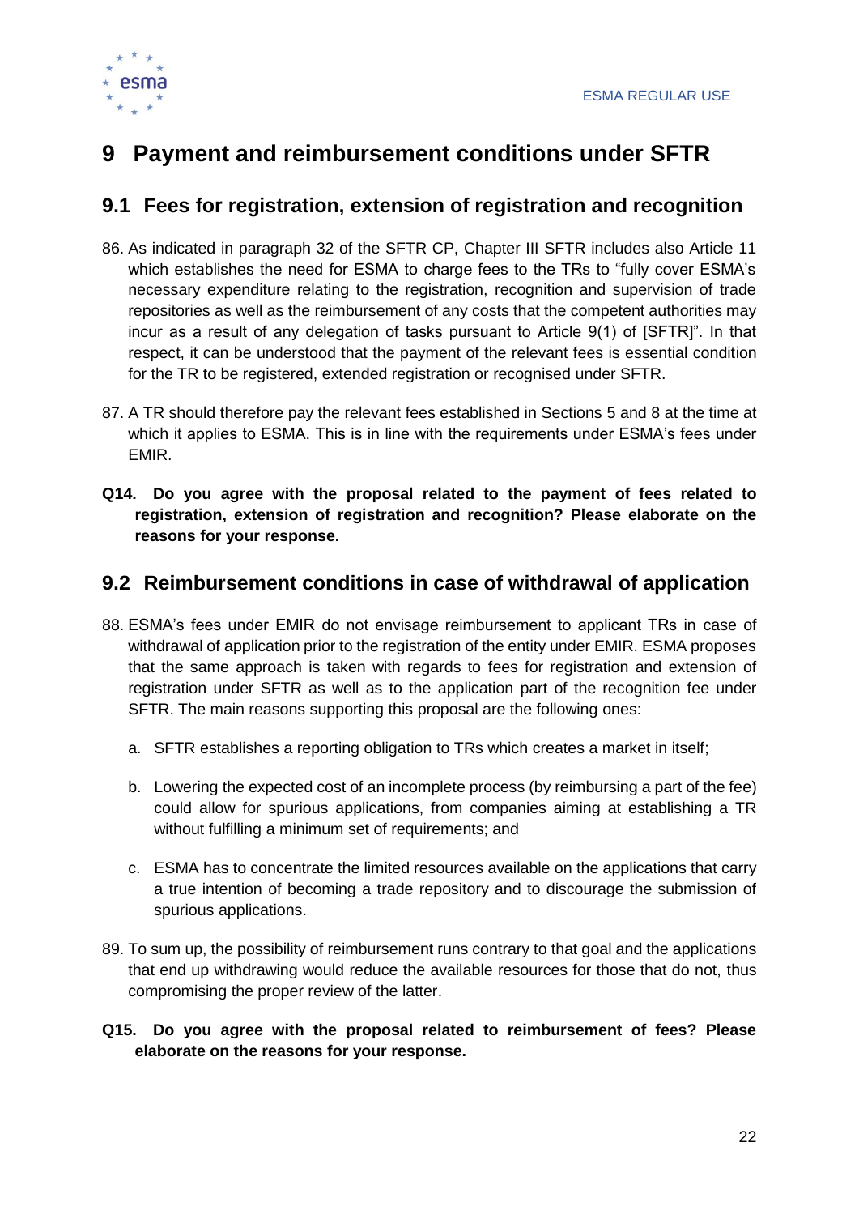# 9 Payment and reimbursement conditions under SFTR

## 9.1 Fees for registration, extension of registration and recognition

86. As indicated in paragraph 32 of the SFTR CP, Chapter III SFTR includes also Article 11 which establishes the need for ESMA to charge fees to the TRs to "fully cover ESMA's necessary expenditure relating to the registration, recognition and supervision of trade repositories as well as the reimbursement of any costs that the competent authorities may incur as a result of any delegation of tasks pursuant to Article 9(1) of [SFTR]". In that respect, it can be understood that the payment of the relevant fees is essential condition for the TR to be registered, extended registration or recognised under SFTR.

87. A TR should therefore pay the relevant fees established in Sections 5 and 8 at the time at which it applies to ESMA. This is in line with the requirements under ESMA's fees under EMIR.

**Q14. Do you agree with the proposal related to the payment of fees related to registration, extension of registration and recognition? Please elaborate on the reasons for your response.**

## 9.2 Reimbursement conditions in case of withdrawal of application

88. ESMA's fees under EMIR do not envisage reimbursement to applicant TRs in case of withdrawal of application prior to the registration of the entity under EMIR. ESMA proposes that the same approach is taken with regards to fees for registration and extension of registration under SFTR as well as to the application part of the recognition fee under SFTR. The main reasons supporting this proposal are the following ones:

    a. SFTR establishes a reporting obligation to TRs which creates a market in itself;

    b. Lowering the expected cost of an incomplete process (by reimbursing a part of the fee) could allow for spurious applications, from companies aiming at establishing a TR without fulfilling a minimum set of requirements; and

    c. ESMA has to concentrate the limited resources available on the applications that carry a true intention of becoming a trade repository and to discourage the submission of spurious applications.

89. To sum up, the possibility of reimbursement runs contrary to that goal and the applications that end up withdrawing would reduce the available resources for those that do not, thus compromising the proper review of the latter.

**Q15. Do you agree with the proposal related to reimbursement of fees? Please elaborate on the reasons for your response.**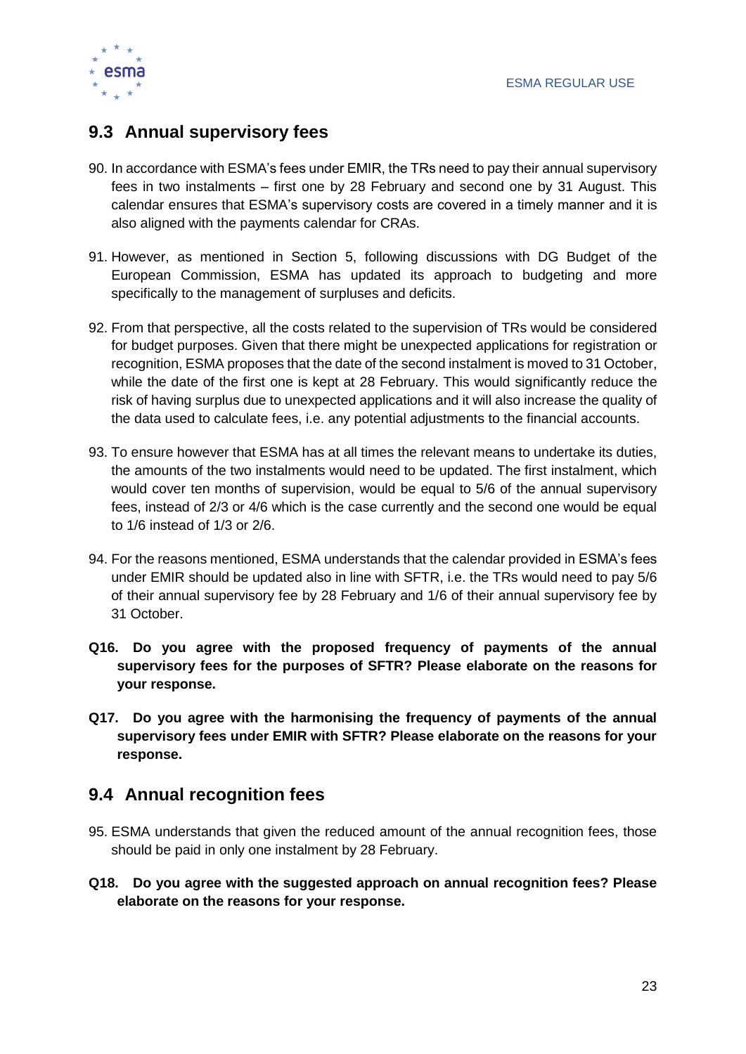## 9.3 Annual supervisory fees

90. In accordance with ESMA's fees under EMIR, the TRs need to pay their annual supervisory fees in two instalments – first one by 28 February and second one by 31 August. This calendar ensures that ESMA's supervisory costs are covered in a timely manner and it is also aligned with the payments calendar for CRAs.

91. However, as mentioned in Section 5, following discussions with DG Budget of the European Commission, ESMA has updated its approach to budgeting and more specifically to the management of surpluses and deficits.

92. From that perspective, all the costs related to the supervision of TRs would be considered for budget purposes. Given that there might be unexpected applications for registration or recognition, ESMA proposes that the date of the second instalment is moved to 31 October, while the date of the first one is kept at 28 February. This would significantly reduce the risk of having surplus due to unexpected applications and it will also increase the quality of the data used to calculate fees, i.e. any potential adjustments to the financial accounts.

93. To ensure however that ESMA has at all times the relevant means to undertake its duties, the amounts of the two instalments would need to be updated. The first instalment, which would cover ten months of supervision, would be equal to 5/6 of the annual supervisory fees, instead of 2/3 or 4/6 which is the case currently and the second one would be equal to 1/6 instead of 1/3 or 2/6.

94. For the reasons mentioned, ESMA understands that the calendar provided in ESMA's fees under EMIR should be updated also in line with SFTR, i.e. the TRs would need to pay 5/6 of their annual supervisory fee by 28 February and 1/6 of their annual supervisory fee by 31 October.

**Q16. Do you agree with the proposed frequency of payments of the annual supervisory fees for the purposes of SFTR? Please elaborate on the reasons for your response.**

**Q17. Do you agree with the harmonising the frequency of payments of the annual supervisory fees under EMIR with SFTR? Please elaborate on the reasons for your response.**

## 9.4 Annual recognition fees

95. ESMA understands that given the reduced amount of the annual recognition fees, those should be paid in only one instalment by 28 February.

**Q18. Do you agree with the suggested approach on annual recognition fees? Please elaborate on the reasons for your response.**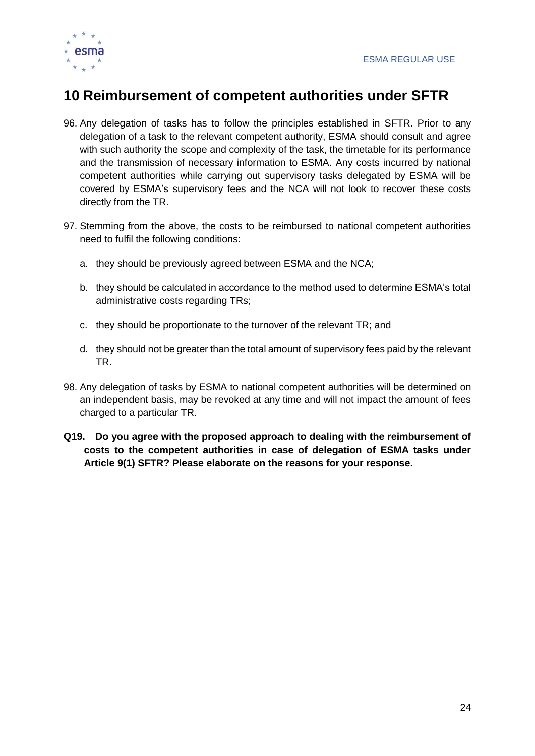# 10 Reimbursement of competent authorities under SFTR

96. Any delegation of tasks has to follow the principles established in SFTR. Prior to any delegation of a task to the relevant competent authority, ESMA should consult and agree with such authority the scope and complexity of the task, the timetable for its performance and the transmission of necessary information to ESMA. Any costs incurred by national competent authorities while carrying out supervisory tasks delegated by ESMA will be covered by ESMA's supervisory fees and the NCA will not look to recover these costs directly from the TR.

97. Stemming from the above, the costs to be reimbursed to national competent authorities need to fulfil the following conditions:

    a. they should be previously agreed between ESMA and the NCA;

    b. they should be calculated in accordance to the method used to determine ESMA's total administrative costs regarding TRs;

    c. they should be proportionate to the turnover of the relevant TR; and

    d. they should not be greater than the total amount of supervisory fees paid by the relevant TR.

98. Any delegation of tasks by ESMA to national competent authorities will be determined on an independent basis, may be revoked at any time and will not impact the amount of fees charged to a particular TR.

**Q19. Do you agree with the proposed approach to dealing with the reimbursement of costs to the competent authorities in case of delegation of ESMA tasks under Article 9(1) SFTR? Please elaborate on the reasons for your response.**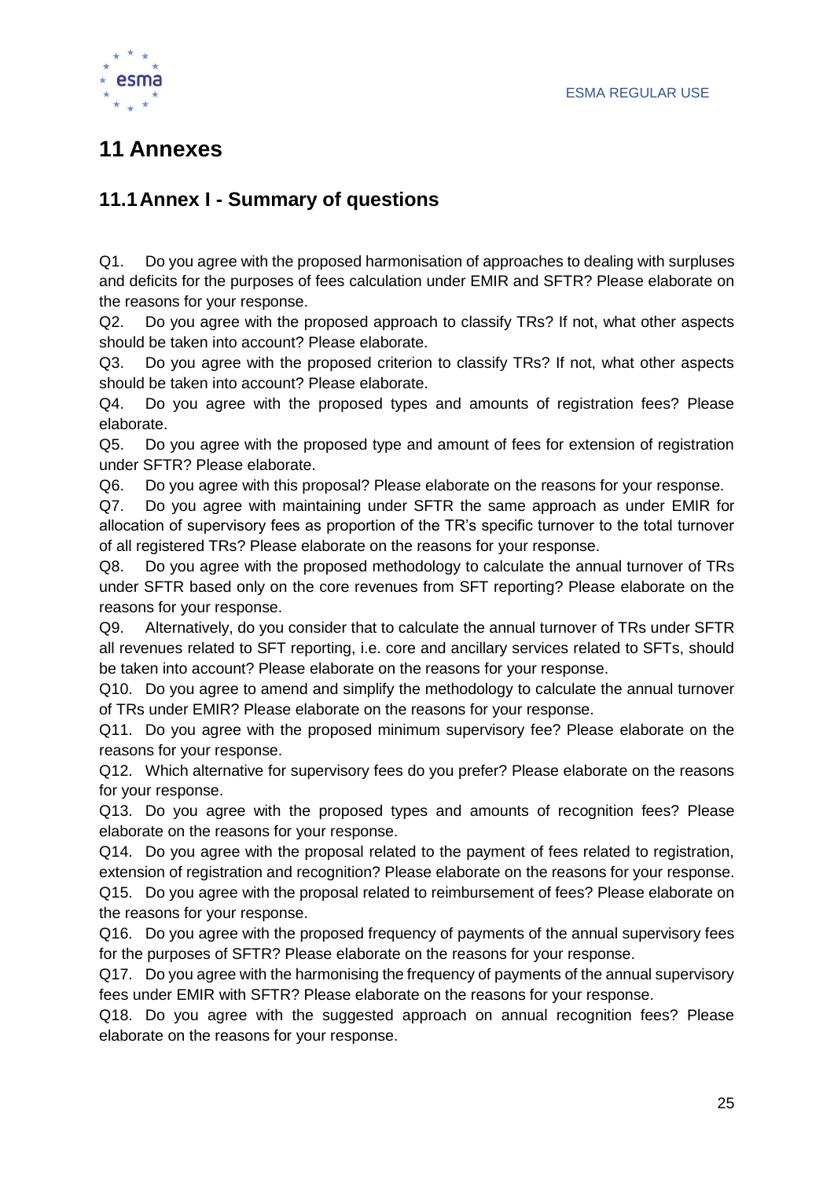# 11 Annexes

## 11.1 Annex I - Summary of questions

Q1. Do you agree with the proposed harmonisation of approaches to dealing with surpluses and deficits for the purposes of fees calculation under EMIR and SFTR? Please elaborate on the reasons for your response.

Q2. Do you agree with the proposed approach to classify TRs? If not, what other aspects should be taken into account? Please elaborate.

Q3. Do you agree with the proposed criterion to classify TRs? If not, what other aspects should be taken into account? Please elaborate.

Q4. Do you agree with the proposed types and amounts of registration fees? Please elaborate.

Q5. Do you agree with the proposed type and amount of fees for extension of registration under SFTR? Please elaborate.

Q6. Do you agree with this proposal? Please elaborate on the reasons for your response.

Q7. Do you agree with maintaining under SFTR the same approach as under EMIR for allocation of supervisory fees as proportion of the TR's specific turnover to the total turnover of all registered TRs? Please elaborate on the reasons for your response.

Q8. Do you agree with the proposed methodology to calculate the annual turnover of TRs under SFTR based only on the core revenues from SFT reporting? Please elaborate on the reasons for your response.

Q9. Alternatively, do you consider that to calculate the annual turnover of TRs under SFTR all revenues related to SFT reporting, i.e. core and ancillary services related to SFTs, should be taken into account? Please elaborate on the reasons for your response.

Q10. Do you agree to amend and simplify the methodology to calculate the annual turnover of TRs under EMIR? Please elaborate on the reasons for your response.

Q11. Do you agree with the proposed minimum supervisory fee? Please elaborate on the reasons for your response.

Q12. Which alternative for supervisory fees do you prefer? Please elaborate on the reasons for your response.

Q13. Do you agree with the proposed types and amounts of recognition fees? Please elaborate on the reasons for your response.

Q14. Do you agree with the proposal related to the payment of fees related to registration, extension of registration and recognition? Please elaborate on the reasons for your response.

Q15. Do you agree with the proposal related to reimbursement of fees? Please elaborate on the reasons for your response.

Q16. Do you agree with the proposed frequency of payments of the annual supervisory fees for the purposes of SFTR? Please elaborate on the reasons for your response.

Q17. Do you agree with the harmonising the frequency of payments of the annual supervisory fees under EMIR with SFTR? Please elaborate on the reasons for your response.

Q18. Do you agree with the suggested approach on annual recognition fees? Please elaborate on the reasons for your response.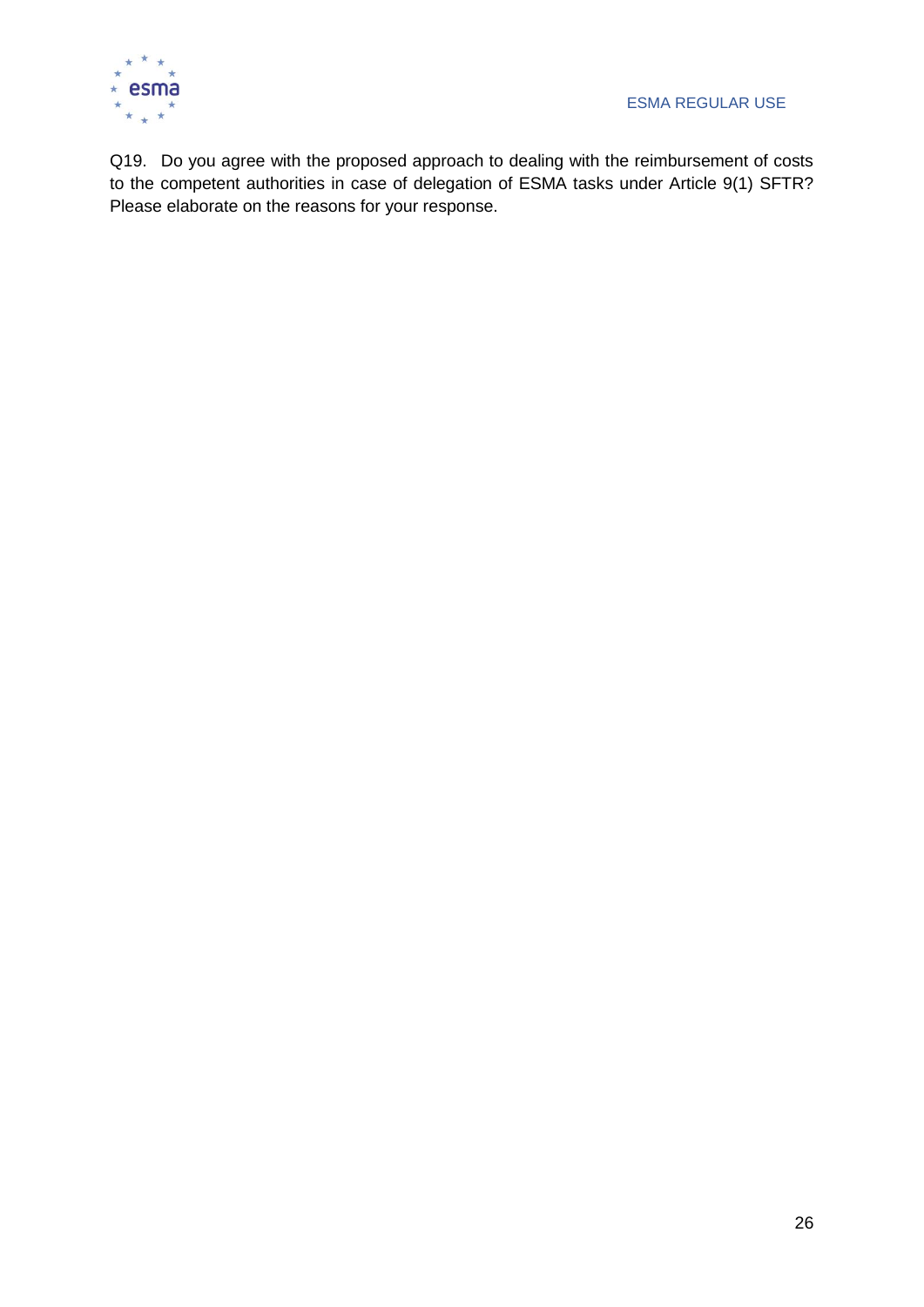Q19. Do you agree with the proposed approach to dealing with the reimbursement of costs to the competent authorities in case of delegation of ESMA tasks under Article 9(1) SFTR? Please elaborate on the reasons for your response.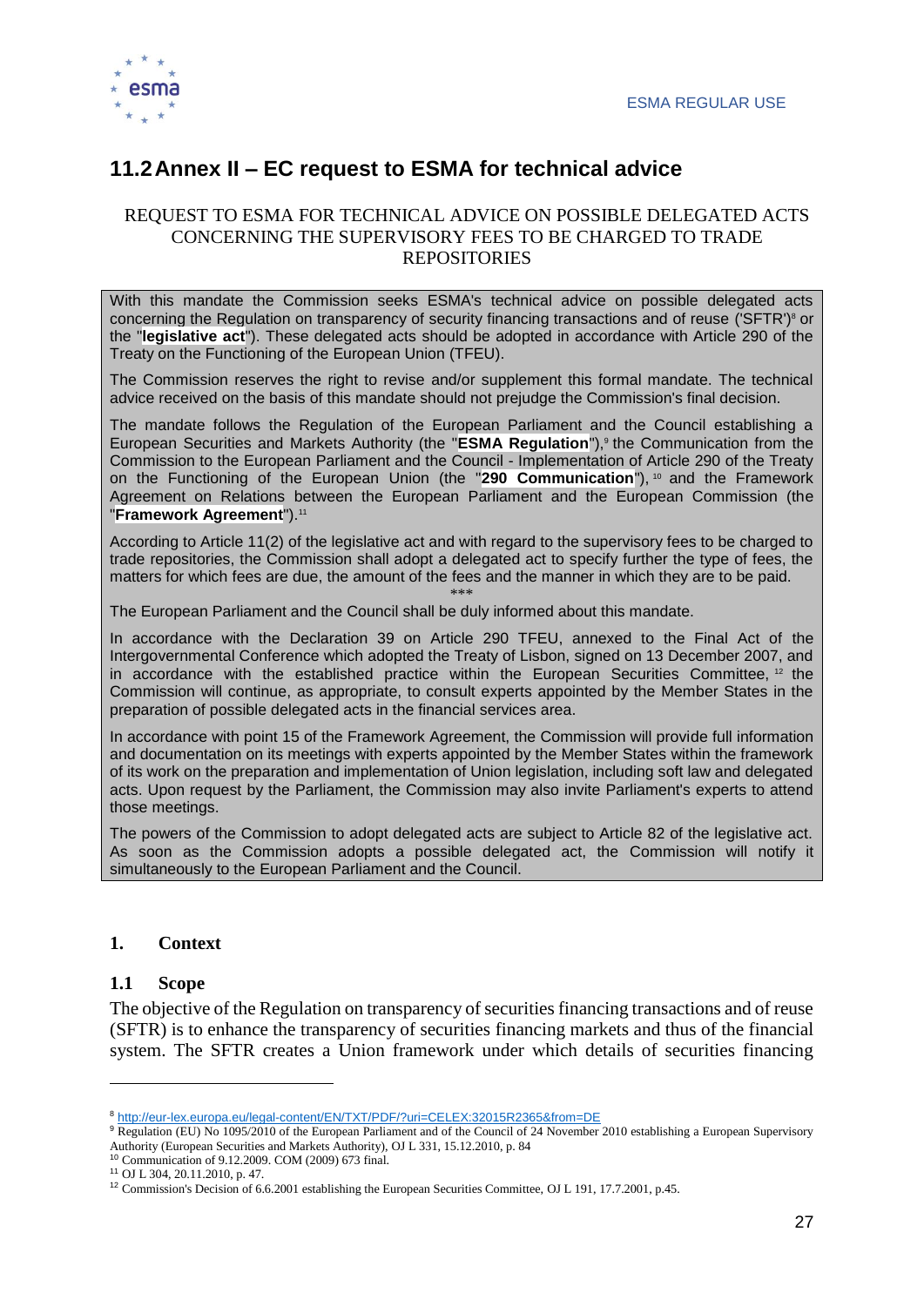## 11.2 Annex II – EC request to ESMA for technical advice

REQUEST TO ESMA FOR TECHNICAL ADVICE ON POSSIBLE DELEGATED ACTS CONCERNING THE SUPERVISORY FEES TO BE CHARGED TO TRADE REPOSITORIES

With this mandate the Commission seeks ESMA's technical advice on possible delegated acts concerning the Regulation on transparency of security financing transactions and of reuse ('SFTR')[8] or the "**legislative act**"). These delegated acts should be adopted in accordance with Article 290 of the Treaty on the Functioning of the European Union (TFEU).

The Commission reserves the right to revise and/or supplement this formal mandate. The technical advice received on the basis of this mandate should not prejudge the Commission's final decision.

The mandate follows the Regulation of the European Parliament and the Council establishing a European Securities and Markets Authority (the "**ESMA Regulation**"),[9] the Communication from the Commission to the European Parliament and the Council - Implementation of Article 290 of the Treaty on the Functioning of the European Union (the "**290 Communication**"),[10] and the Framework Agreement on Relations between the European Parliament and the European Commission (the "**Framework Agreement**").[11]

According to Article 11(2) of the legislative act and with regard to the supervisory fees to be charged to trade repositories, the Commission shall adopt a delegated act to specify further the type of fees, the matters for which fees are due, the amount of the fees and the manner in which they are to be paid.

***

The European Parliament and the Council shall be duly informed about this mandate.

In accordance with the Declaration 39 on Article 290 TFEU, annexed to the Final Act of the Intergovernmental Conference which adopted the Treaty of Lisbon, signed on 13 December 2007, and in accordance with the established practice within the European Securities Committee,[12] the Commission will continue, as appropriate, to consult experts appointed by the Member States in the preparation of possible delegated acts in the financial services area.

In accordance with point 15 of the Framework Agreement, the Commission will provide full information and documentation on its meetings with experts appointed by the Member States within the framework of its work on the preparation and implementation of Union legislation, including soft law and delegated acts. Upon request by the Parliament, the Commission may also invite Parliament's experts to attend those meetings.

The powers of the Commission to adopt delegated acts are subject to Article 82 of the legislative act. As soon as the Commission adopts a possible delegated act, the Commission will notify it simultaneously to the European Parliament and the Council.

### 1. Context

#### 1.1 Scope

The objective of the Regulation on transparency of securities financing transactions and of reuse (SFTR) is to enhance the transparency of securities financing markets and thus of the financial system. The SFTR creates a Union framework under which details of securities financing

---

[8] http://eur-lex.europa.eu/legal-content/EN/TXT/PDF/?uri=CELEX:32015R2365&from=DE

[9] Regulation (EU) No 1095/2010 of the European Parliament and of the Council of 24 November 2010 establishing a European Supervisory Authority (European Securities and Markets Authority), OJ L 331, 15.12.2010, p. 84

[10] Communication of 9.12.2009. COM (2009) 673 final.

[11] OJ L 304, 20.11.2010, p. 47.

[12] Commission's Decision of 6.6.2001 establishing the European Securities Committee, OJ L 191, 17.7.2001, p.45.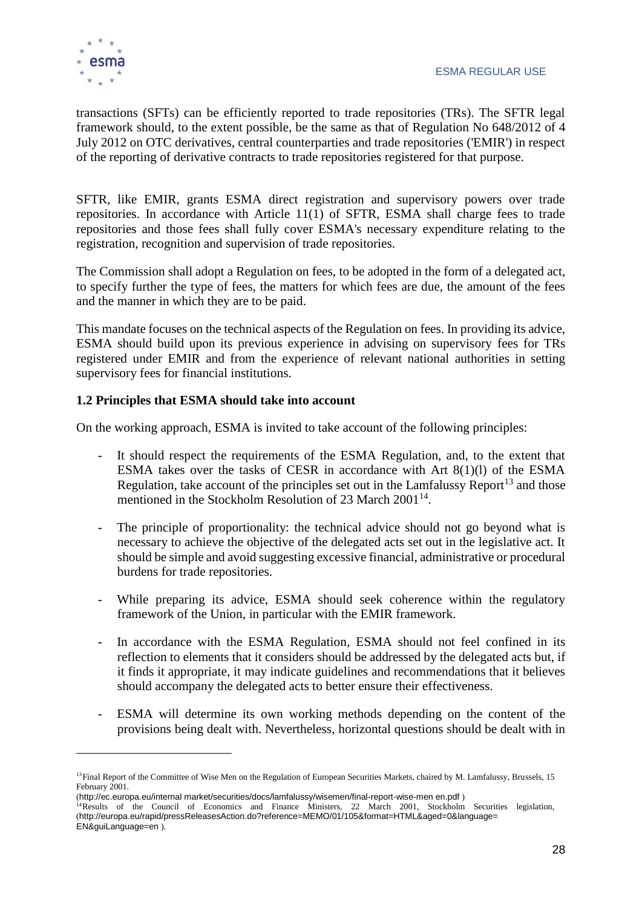transactions (SFTs) can be efficiently reported to trade repositories (TRs). The SFTR legal framework should, to the extent possible, be the same as that of Regulation No 648/2012 of 4 July 2012 on OTC derivatives, central counterparties and trade repositories ('EMIR') in respect of the reporting of derivative contracts to trade repositories registered for that purpose.

SFTR, like EMIR, grants ESMA direct registration and supervisory powers over trade repositories. In accordance with Article 11(1) of SFTR, ESMA shall charge fees to trade repositories and those fees shall fully cover ESMA's necessary expenditure relating to the registration, recognition and supervision of trade repositories.

The Commission shall adopt a Regulation on fees, to be adopted in the form of a delegated act, to specify further the type of fees, the matters for which fees are due, the amount of the fees and the manner in which they are to be paid.

This mandate focuses on the technical aspects of the Regulation on fees. In providing its advice, ESMA should build upon its previous experience in advising on supervisory fees for TRs registered under EMIR and from the experience of relevant national authorities in setting supervisory fees for financial institutions.

**1.2 Principles that ESMA should take into account**

On the working approach, ESMA is invited to take account of the following principles:

- It should respect the requirements of the ESMA Regulation, and, to the extent that ESMA takes over the tasks of CESR in accordance with Art 8(1)(l) of the ESMA Regulation, take account of the principles set out in the Lamfalussy Report[13] and those mentioned in the Stockholm Resolution of 23 March 2001[14].

- The principle of proportionality: the technical advice should not go beyond what is necessary to achieve the objective of the delegated acts set out in the legislative act. It should be simple and avoid suggesting excessive financial, administrative or procedural burdens for trade repositories.

- While preparing its advice, ESMA should seek coherence within the regulatory framework of the Union, in particular with the EMIR framework.

- In accordance with the ESMA Regulation, ESMA should not feel confined in its reflection to elements that it considers should be addressed by the delegated acts but, if it finds it appropriate, it may indicate guidelines and recommendations that it believes should accompany the delegated acts to better ensure their effectiveness.

- ESMA will determine its own working methods depending on the content of the provisions being dealt with. Nevertheless, horizontal questions should be dealt with in

---

[13] Final Report of the Committee of Wise Men on the Regulation of European Securities Markets, chaired by M. Lamfalussy, Brussels, 15 February 2001.
(http://ec.europa.eu/internal market/securities/docs/lamfalussy/wisemen/final-report-wise-men en.pdf )

[14] Results of the Council of Economics and Finance Ministers, 22 March 2001, Stockholm Securities legislation, (http://europa.eu/rapid/pressReleasesAction.do?reference=MEMO/01/105&format=HTML&aged=0&language=EN&guiLanguage=en ).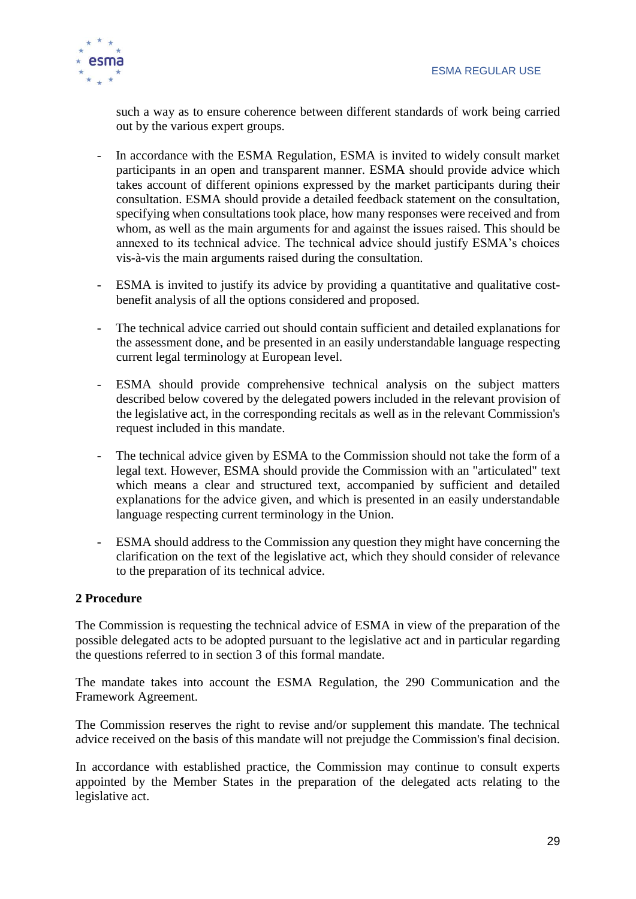such a way as to ensure coherence between different standards of work being carried out by the various expert groups.

- In accordance with the ESMA Regulation, ESMA is invited to widely consult market participants in an open and transparent manner. ESMA should provide advice which takes account of different opinions expressed by the market participants during their consultation. ESMA should provide a detailed feedback statement on the consultation, specifying when consultations took place, how many responses were received and from whom, as well as the main arguments for and against the issues raised. This should be annexed to its technical advice. The technical advice should justify ESMA's choices vis-à-vis the main arguments raised during the consultation.

- ESMA is invited to justify its advice by providing a quantitative and qualitative cost-benefit analysis of all the options considered and proposed.

- The technical advice carried out should contain sufficient and detailed explanations for the assessment done, and be presented in an easily understandable language respecting current legal terminology at European level.

- ESMA should provide comprehensive technical analysis on the subject matters described below covered by the delegated powers included in the relevant provision of the legislative act, in the corresponding recitals as well as in the relevant Commission's request included in this mandate.

- The technical advice given by ESMA to the Commission should not take the form of a legal text. However, ESMA should provide the Commission with an "articulated" text which means a clear and structured text, accompanied by sufficient and detailed explanations for the advice given, and which is presented in an easily understandable language respecting current terminology in the Union.

- ESMA should address to the Commission any question they might have concerning the clarification on the text of the legislative act, which they should consider of relevance to the preparation of its technical advice.

## 2 Procedure

The Commission is requesting the technical advice of ESMA in view of the preparation of the possible delegated acts to be adopted pursuant to the legislative act and in particular regarding the questions referred to in section 3 of this formal mandate.

The mandate takes into account the ESMA Regulation, the 290 Communication and the Framework Agreement.

The Commission reserves the right to revise and/or supplement this mandate. The technical advice received on the basis of this mandate will not prejudge the Commission's final decision.

In accordance with established practice, the Commission may continue to consult experts appointed by the Member States in the preparation of the delegated acts relating to the legislative act.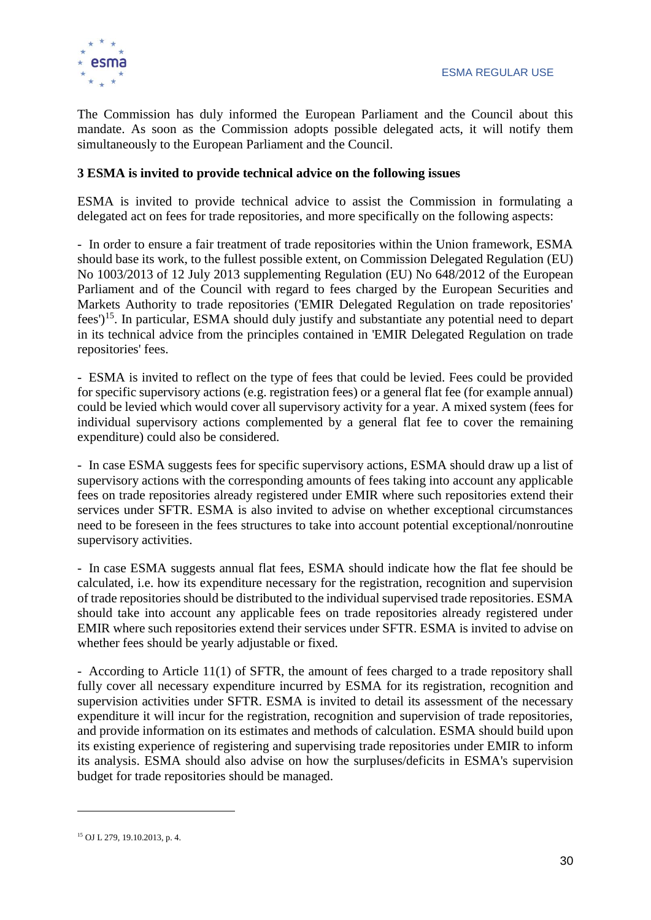The Commission has duly informed the European Parliament and the Council about this mandate. As soon as the Commission adopts possible delegated acts, it will notify them simultaneously to the European Parliament and the Council.

**3 ESMA is invited to provide technical advice on the following issues**

ESMA is invited to provide technical advice to assist the Commission in formulating a delegated act on fees for trade repositories, and more specifically on the following aspects:

- In order to ensure a fair treatment of trade repositories within the Union framework, ESMA should base its work, to the fullest possible extent, on Commission Delegated Regulation (EU) No 1003/2013 of 12 July 2013 supplementing Regulation (EU) No 648/2012 of the European Parliament and of the Council with regard to fees charged by the European Securities and Markets Authority to trade repositories ('EMIR Delegated Regulation on trade repositories' fees')[15]. In particular, ESMA should duly justify and substantiate any potential need to depart in its technical advice from the principles contained in 'EMIR Delegated Regulation on trade repositories' fees.

- ESMA is invited to reflect on the type of fees that could be levied. Fees could be provided for specific supervisory actions (e.g. registration fees) or a general flat fee (for example annual) could be levied which would cover all supervisory activity for a year. A mixed system (fees for individual supervisory actions complemented by a general flat fee to cover the remaining expenditure) could also be considered.

- In case ESMA suggests fees for specific supervisory actions, ESMA should draw up a list of supervisory actions with the corresponding amounts of fees taking into account any applicable fees on trade repositories already registered under EMIR where such repositories extend their services under SFTR. ESMA is also invited to advise on whether exceptional circumstances need to be foreseen in the fees structures to take into account potential exceptional/nonroutine supervisory activities.

- In case ESMA suggests annual flat fees, ESMA should indicate how the flat fee should be calculated, i.e. how its expenditure necessary for the registration, recognition and supervision of trade repositories should be distributed to the individual supervised trade repositories. ESMA should take into account any applicable fees on trade repositories already registered under EMIR where such repositories extend their services under SFTR. ESMA is invited to advise on whether fees should be yearly adjustable or fixed.

- According to Article 11(1) of SFTR, the amount of fees charged to a trade repository shall fully cover all necessary expenditure incurred by ESMA for its registration, recognition and supervision activities under SFTR. ESMA is invited to detail its assessment of the necessary expenditure it will incur for the registration, recognition and supervision of trade repositories, and provide information on its estimates and methods of calculation. ESMA should build upon its existing experience of registering and supervising trade repositories under EMIR to inform its analysis. ESMA should also advise on how the surpluses/deficits in ESMA's supervision budget for trade repositories should be managed.

---

[15] OJ L 279, 19.10.2013, p. 4.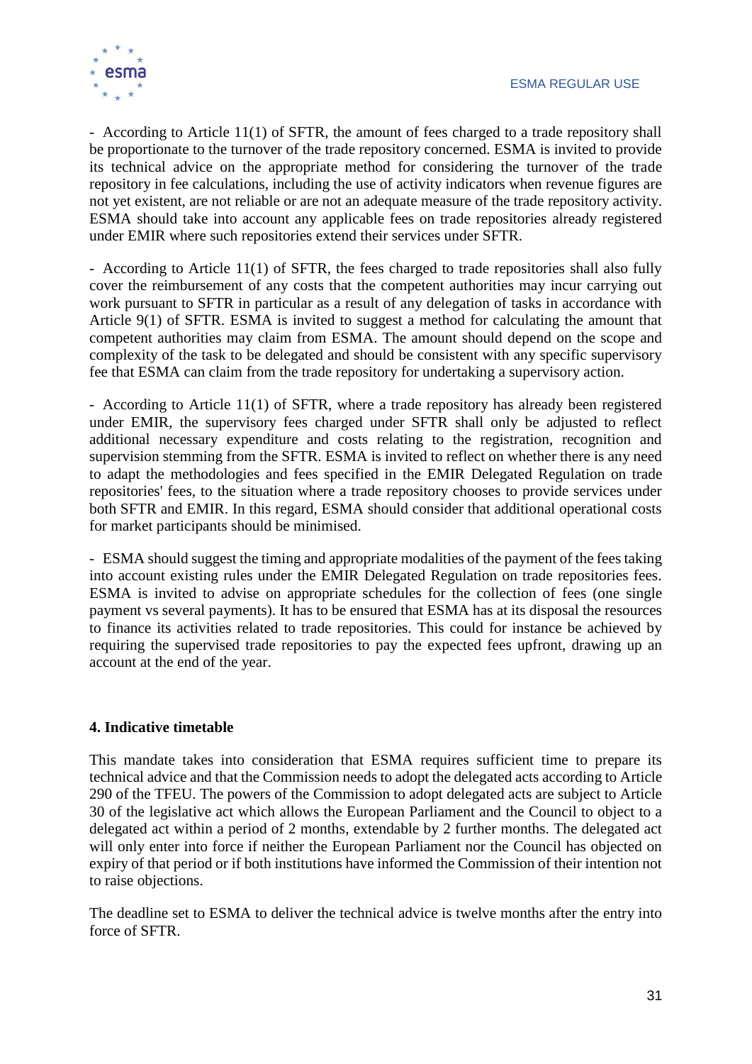- According to Article 11(1) of SFTR, the amount of fees charged to a trade repository shall be proportionate to the turnover of the trade repository concerned. ESMA is invited to provide its technical advice on the appropriate method for considering the turnover of the trade repository in fee calculations, including the use of activity indicators when revenue figures are not yet existent, are not reliable or are not an adequate measure of the trade repository activity. ESMA should take into account any applicable fees on trade repositories already registered under EMIR where such repositories extend their services under SFTR.

- According to Article 11(1) of SFTR, the fees charged to trade repositories shall also fully cover the reimbursement of any costs that the competent authorities may incur carrying out work pursuant to SFTR in particular as a result of any delegation of tasks in accordance with Article 9(1) of SFTR. ESMA is invited to suggest a method for calculating the amount that competent authorities may claim from ESMA. The amount should depend on the scope and complexity of the task to be delegated and should be consistent with any specific supervisory fee that ESMA can claim from the trade repository for undertaking a supervisory action.

- According to Article 11(1) of SFTR, where a trade repository has already been registered under EMIR, the supervisory fees charged under SFTR shall only be adjusted to reflect additional necessary expenditure and costs relating to the registration, recognition and supervision stemming from the SFTR. ESMA is invited to reflect on whether there is any need to adapt the methodologies and fees specified in the EMIR Delegated Regulation on trade repositories' fees, to the situation where a trade repository chooses to provide services under both SFTR and EMIR. In this regard, ESMA should consider that additional operational costs for market participants should be minimised.

- ESMA should suggest the timing and appropriate modalities of the payment of the fees taking into account existing rules under the EMIR Delegated Regulation on trade repositories fees. ESMA is invited to advise on appropriate schedules for the collection of fees (one single payment vs several payments). It has to be ensured that ESMA has at its disposal the resources to finance its activities related to trade repositories. This could for instance be achieved by requiring the supervised trade repositories to pay the expected fees upfront, drawing up an account at the end of the year.

**4. Indicative timetable**

This mandate takes into consideration that ESMA requires sufficient time to prepare its technical advice and that the Commission needs to adopt the delegated acts according to Article 290 of the TFEU. The powers of the Commission to adopt delegated acts are subject to Article 30 of the legislative act which allows the European Parliament and the Council to object to a delegated act within a period of 2 months, extendable by 2 further months. The delegated act will only enter into force if neither the European Parliament nor the Council has objected on expiry of that period or if both institutions have informed the Commission of their intention not to raise objections.

The deadline set to ESMA to deliver the technical advice is twelve months after the entry into force of SFTR.